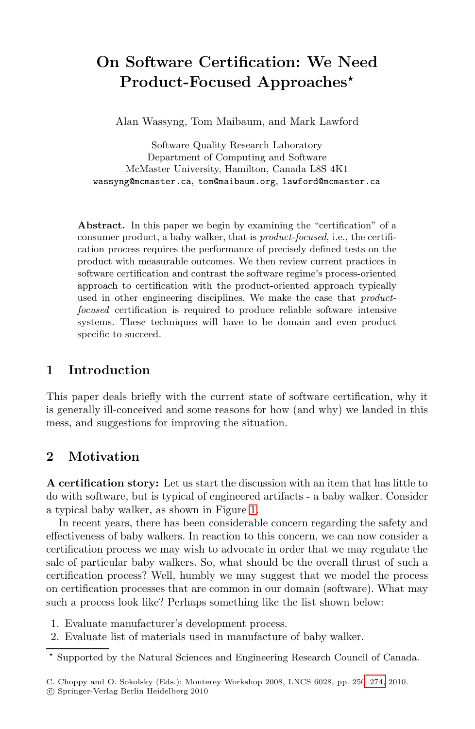# On Software Certification: We Need Product-Focused Approaches*

Alan Wassyng, Tom Maibaum, and Mark Lawford

Software Quality Research Laboratory
Department of Computing and Software
McMaster University, Hamilton, Canada L8S 4K1
wassyng@mcmaster.ca, tom@maibaum.org, lawford@mcmaster.ca

**Abstract.** In this paper we begin by examining the "certification" of a consumer product, a baby walker, that is *product-focused*, i.e., the certification process requires the performance of precisely defined tests on the product with measurable outcomes. We then review current practices in software certification and contrast the software regime's process-oriented approach to certification with the product-oriented approach typically used in other engineering disciplines. We make the case that *product-focused* certification is required to produce reliable software intensive systems. These techniques will have to be domain and even product specific to succeed.

## 1 Introduction

This paper deals briefly with the current state of software certification, why it is generally ill-conceived and some reasons for how (and why) we landed in this mess, and suggestions for improving the situation.

## 2 Motivation

**A certification story:** Let us start the discussion with an item that has little to do with software, but is typical of engineered artifacts - a baby walker. Consider a typical baby walker, as shown in Figure 1.

In recent years, there has been considerable concern regarding the safety and effectiveness of baby walkers. In reaction to this concern, we can now consider a certification process we may wish to advocate in order that we may regulate the sale of particular baby walkers. So, what should be the overall thrust of such a certification process? Well, humbly we may suggest that we model the process on certification processes that are common in our domain (software). What may such a process look like? Perhaps something like the list shown below:

1. Evaluate manufacturer's development process.
2. Evaluate list of materials used in manufacture of baby walker.

* Supported by the Natural Sciences and Engineering Research Council of Canada.

C. Choppy and O. Sokolsky (Eds.): Monterey Workshop 2008, LNCS 6028, pp. 250–274, 2010.
© Springer-Verlag Berlin Heidelberg 2010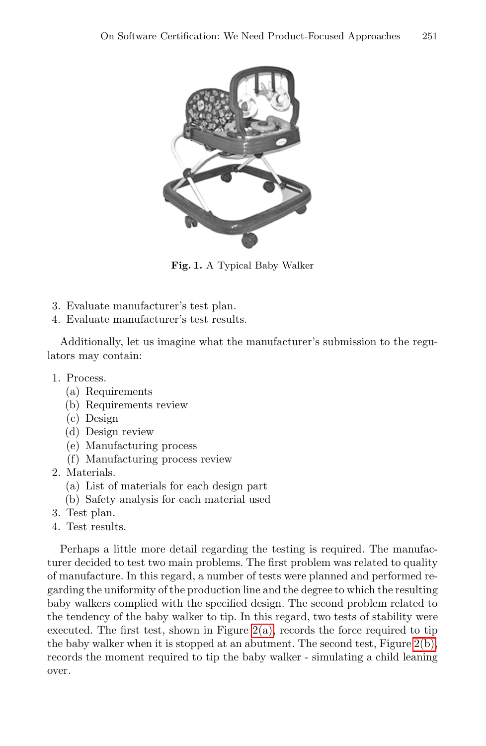Fig. 1. A Typical Baby Walker

3. Evaluate manufacturer's test plan.
4. Evaluate manufacturer's test results.

Additionally, let us imagine what the manufacturer's submission to the regulators may contain:

1. Process.
   (a) Requirements
   (b) Requirements review
   (c) Design
   (d) Design review
   (e) Manufacturing process
   (f) Manufacturing process review
2. Materials.
   (a) List of materials for each design part
   (b) Safety analysis for each material used
3. Test plan.
4. Test results.

Perhaps a little more detail regarding the testing is required. The manufacturer decided to test two main problems. The first problem was related to quality of manufacture. In this regard, a number of tests were planned and performed regarding the uniformity of the production line and the degree to which the resulting baby walkers complied with the specified design. The second problem related to the tendency of the baby walker to tip. In this regard, two tests of stability were executed. The first test, shown in Figure 2(a), records the force required to tip the baby walker when it is stopped at an abutment. The second test, Figure 2(b), records the moment required to tip the baby walker - simulating a child leaning over.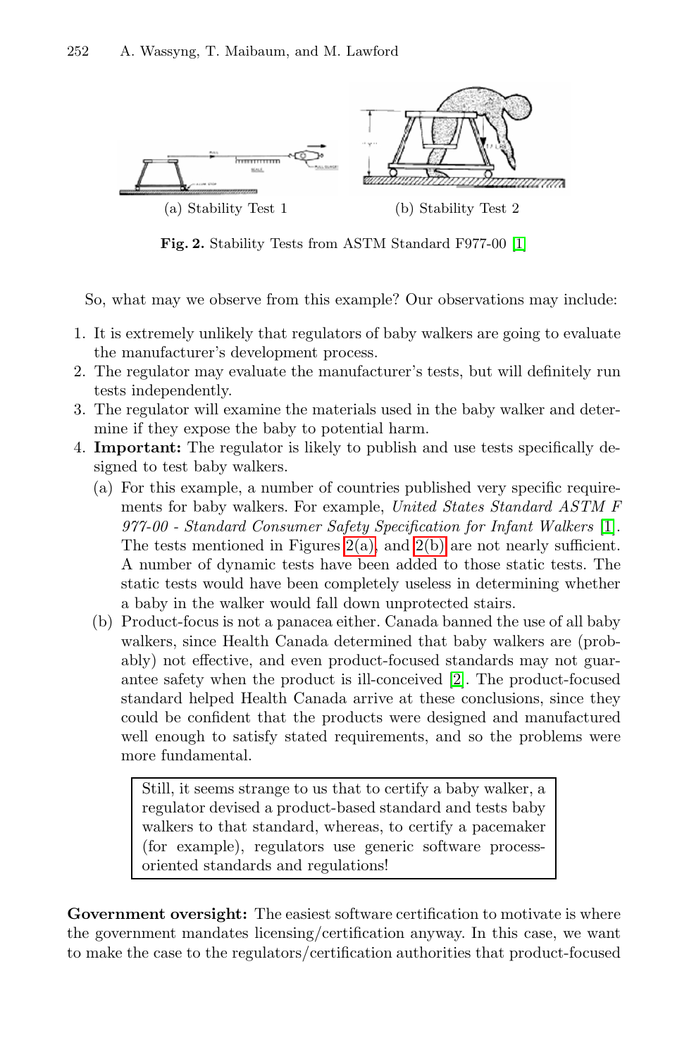(a) Stability Test 1

(b) Stability Test 2

**Fig. 2.** Stability Tests from ASTM Standard F977-00 [1]

So, what may we observe from this example? Our observations may include:

1. It is extremely unlikely that regulators of baby walkers are going to evaluate the manufacturer's development process.
2. The regulator may evaluate the manufacturer's tests, but will definitely run tests independently.
3. The regulator will examine the materials used in the baby walker and determine if they expose the baby to potential harm.
4. **Important:** The regulator is likely to publish and use tests specifically designed to test baby walkers.
   (a) For this example, a number of countries published very specific requirements for baby walkers. For example, *United States Standard ASTM F 977-00 - Standard Consumer Safety Specification for Infant Walkers* [1]. The tests mentioned in Figures 2(a), and 2(b) are not nearly sufficient. A number of dynamic tests have been added to those static tests. The static tests would have been completely useless in determining whether a baby in the walker would fall down unprotected stairs.
   (b) Product-focus is not a panacea either. Canada banned the use of all baby walkers, since Health Canada determined that baby walkers are (probably) not effective, and even product-focused standards may not guarantee safety when the product is ill-conceived [2]. The product-focused standard helped Health Canada arrive at these conclusions, since they could be confident that the products were designed and manufactured well enough to satisfy stated requirements, and so the problems were more fundamental.

> Still, it seems strange to us that to certify a baby walker, a regulator devised a product-based standard and tests baby walkers to that standard, whereas, to certify a pacemaker (for example), regulators use generic software process-oriented standards and regulations!

**Government oversight:** The easiest software certification to motivate is where the government mandates licensing/certification anyway. In this case, we want to make the case to the regulators/certification authorities that product-focused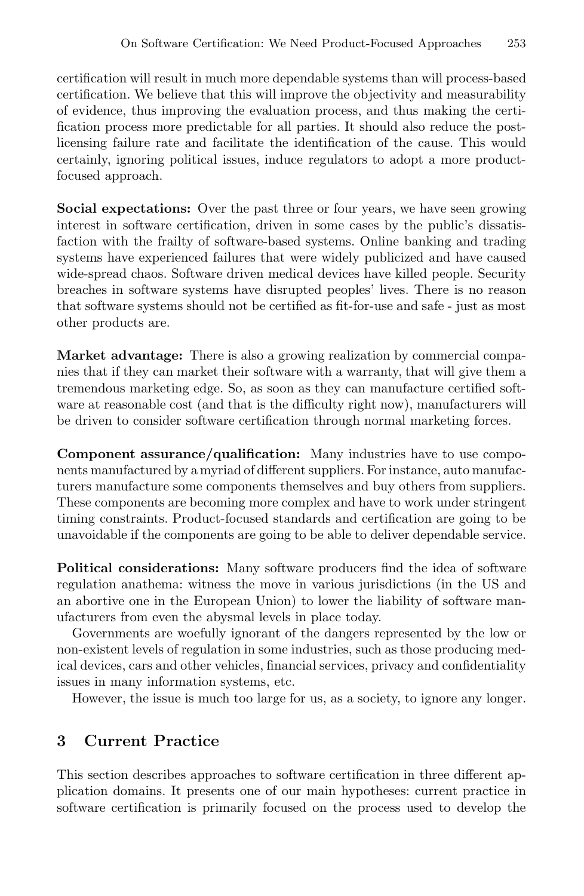certification will result in much more dependable systems than will process-based certification. We believe that this will improve the objectivity and measurability of evidence, thus improving the evaluation process, and thus making the certification process more predictable for all parties. It should also reduce the post-licensing failure rate and facilitate the identification of the cause. This would certainly, ignoring political issues, induce regulators to adopt a more product-focused approach.

**Social expectations:** Over the past three or four years, we have seen growing interest in software certification, driven in some cases by the public's dissatisfaction with the frailty of software-based systems. Online banking and trading systems have experienced failures that were widely publicized and have caused wide-spread chaos. Software driven medical devices have killed people. Security breaches in software systems have disrupted peoples' lives. There is no reason that software systems should not be certified as fit-for-use and safe - just as most other products are.

**Market advantage:** There is also a growing realization by commercial companies that if they can market their software with a warranty, that will give them a tremendous marketing edge. So, as soon as they can manufacture certified software at reasonable cost (and that is the difficulty right now), manufacturers will be driven to consider software certification through normal marketing forces.

**Component assurance/qualification:** Many industries have to use components manufactured by a myriad of different suppliers. For instance, auto manufacturers manufacture some components themselves and buy others from suppliers. These components are becoming more complex and have to work under stringent timing constraints. Product-focused standards and certification are going to be unavoidable if the components are going to be able to deliver dependable service.

**Political considerations:** Many software producers find the idea of software regulation anathema: witness the move in various jurisdictions (in the US and an abortive one in the European Union) to lower the liability of software manufacturers from even the abysmal levels in place today.

Governments are woefully ignorant of the dangers represented by the low or non-existent levels of regulation in some industries, such as those producing medical devices, cars and other vehicles, financial services, privacy and confidentiality issues in many information systems, etc.

However, the issue is much too large for us, as a society, to ignore any longer.

## 3 Current Practice

This section describes approaches to software certification in three different application domains. It presents one of our main hypotheses: current practice in software certification is primarily focused on the process used to develop the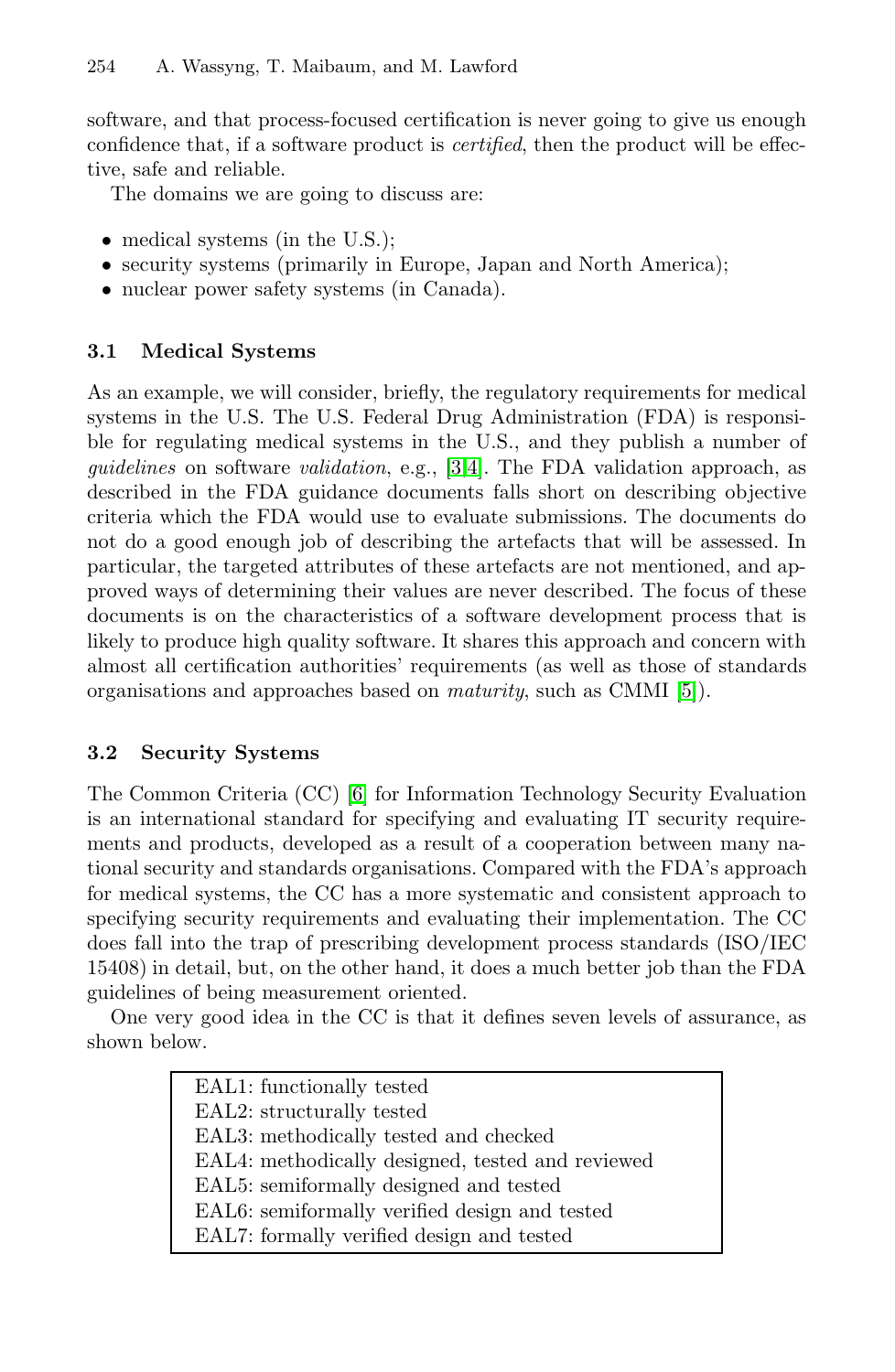software, and that process-focused certification is never going to give us enough confidence that, if a software product is *certified*, then the product will be effective, safe and reliable.

The domains we are going to discuss are:

- medical systems (in the U.S.);
- security systems (primarily in Europe, Japan and North America);
- nuclear power safety systems (in Canada).

### 3.1 Medical Systems

As an example, we will consider, briefly, the regulatory requirements for medical systems in the U.S. The U.S. Federal Drug Administration (FDA) is responsible for regulating medical systems in the U.S., and they publish a number of *guidelines* on software *validation*, e.g., [3,4]. The FDA validation approach, as described in the FDA guidance documents falls short on describing objective criteria which the FDA would use to evaluate submissions. The documents do not do a good enough job of describing the artefacts that will be assessed. In particular, the targeted attributes of these artefacts are not mentioned, and approved ways of determining their values are never described. The focus of these documents is on the characteristics of a software development process that is likely to produce high quality software. It shares this approach and concern with almost all certification authorities' requirements (as well as those of standards organisations and approaches based on *maturity*, such as CMMI [5]).

### 3.2 Security Systems

The Common Criteria (CC) [6] for Information Technology Security Evaluation is an international standard for specifying and evaluating IT security requirements and products, developed as a result of a cooperation between many national security and standards organisations. Compared with the FDA's approach for medical systems, the CC has a more systematic and consistent approach to specifying security requirements and evaluating their implementation. The CC does fall into the trap of prescribing development process standards (ISO/IEC 15408) in detail, but, on the other hand, it does a much better job than the FDA guidelines of being measurement oriented.

One very good idea in the CC is that it defines seven levels of assurance, as shown below.

EAL1: functionally tested
EAL2: structurally tested
EAL3: methodically tested and checked
EAL4: methodically designed, tested and reviewed
EAL5: semiformally designed and tested
EAL6: semiformally verified design and tested
EAL7: formally verified design and tested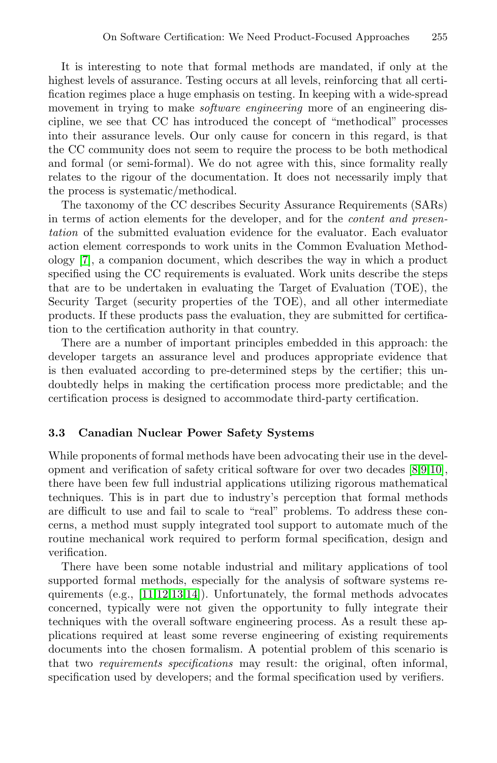It is interesting to note that formal methods are mandated, if only at the highest levels of assurance. Testing occurs at all levels, reinforcing that all certification regimes place a huge emphasis on testing. In keeping with a wide-spread movement in trying to make *software engineering* more of an engineering discipline, we see that CC has introduced the concept of "methodical" processes into their assurance levels. Our only cause for concern in this regard, is that the CC community does not seem to require the process to be both methodical and formal (or semi-formal). We do not agree with this, since formality really relates to the rigour of the documentation. It does not necessarily imply that the process is systematic/methodical.

The taxonomy of the CC describes Security Assurance Requirements (SARs) in terms of action elements for the developer, and for the *content and presentation* of the submitted evaluation evidence for the evaluator. Each evaluator action element corresponds to work units in the Common Evaluation Methodology [7], a companion document, which describes the way in which a product specified using the CC requirements is evaluated. Work units describe the steps that are to be undertaken in evaluating the Target of Evaluation (TOE), the Security Target (security properties of the TOE), and all other intermediate products. If these products pass the evaluation, they are submitted for certification to the certification authority in that country.

There are a number of important principles embedded in this approach: the developer targets an assurance level and produces appropriate evidence that is then evaluated according to pre-determined steps by the certifier; this undoubtedly helps in making the certification process more predictable; and the certification process is designed to accommodate third-party certification.

### 3.3 Canadian Nuclear Power Safety Systems

While proponents of formal methods have been advocating their use in the development and verification of safety critical software for over two decades [8,9,10], there have been few full industrial applications utilizing rigorous mathematical techniques. This is in part due to industry's perception that formal methods are difficult to use and fail to scale to "real" problems. To address these concerns, a method must supply integrated tool support to automate much of the routine mechanical work required to perform formal specification, design and verification.

There have been some notable industrial and military applications of tool supported formal methods, especially for the analysis of software systems requirements (e.g., [11,12,13,14]). Unfortunately, the formal methods advocates concerned, typically were not given the opportunity to fully integrate their techniques with the overall software engineering process. As a result these applications required at least some reverse engineering of existing requirements documents into the chosen formalism. A potential problem of this scenario is that two *requirements specifications* may result: the original, often informal, specification used by developers; and the formal specification used by verifiers.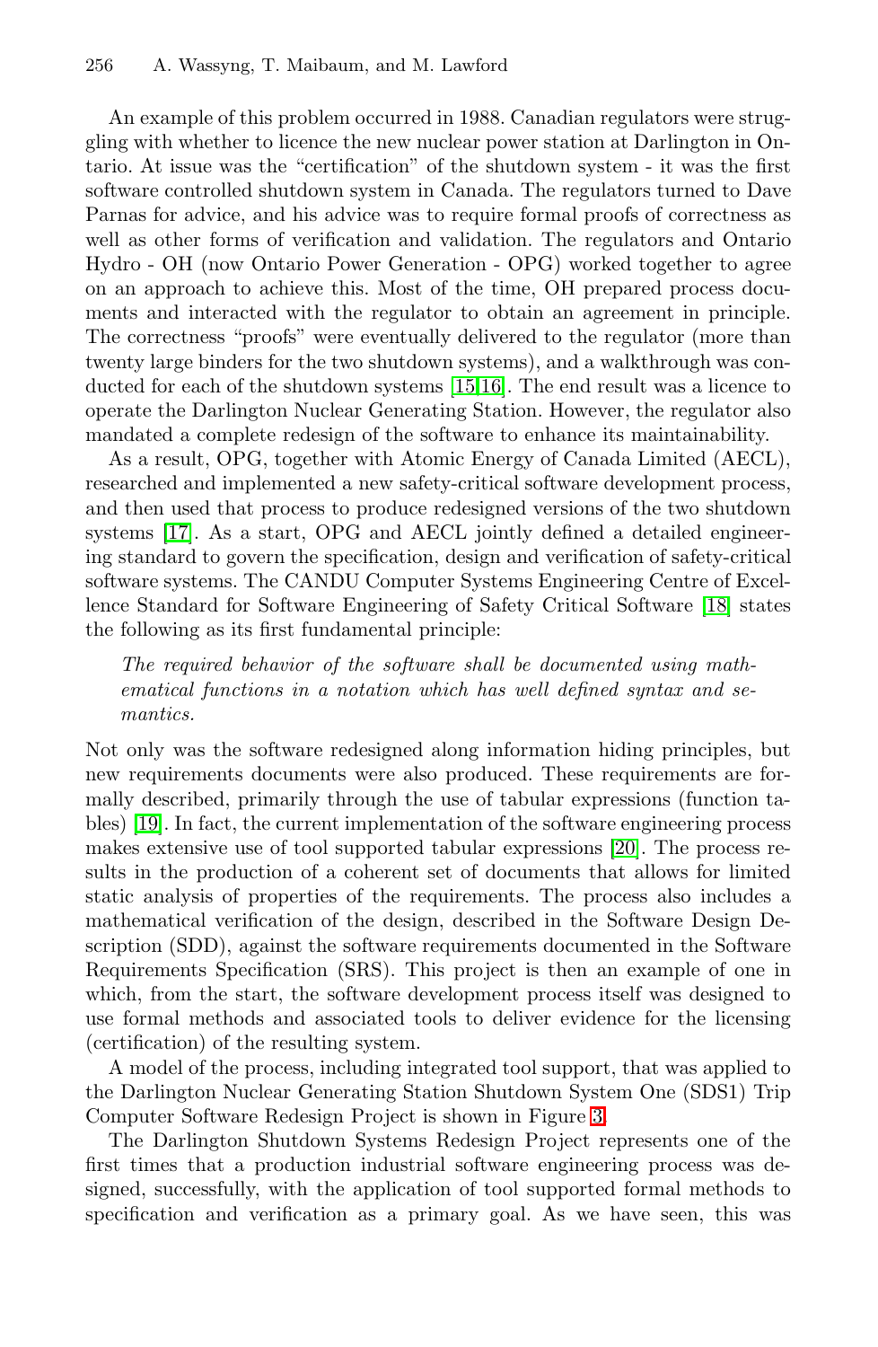An example of this problem occurred in 1988. Canadian regulators were struggling with whether to licence the new nuclear power station at Darlington in Ontario. At issue was the "certification" of the shutdown system - it was the first software controlled shutdown system in Canada. The regulators turned to Dave Parnas for advice, and his advice was to require formal proofs of correctness as well as other forms of verification and validation. The regulators and Ontario Hydro - OH (now Ontario Power Generation - OPG) worked together to agree on an approach to achieve this. Most of the time, OH prepared process documents and interacted with the regulator to obtain an agreement in principle. The correctness "proofs" were eventually delivered to the regulator (more than twenty large binders for the two shutdown systems), and a walkthrough was conducted for each of the shutdown systems [15,16]. The end result was a licence to operate the Darlington Nuclear Generating Station. However, the regulator also mandated a complete redesign of the software to enhance its maintainability.

As a result, OPG, together with Atomic Energy of Canada Limited (AECL), researched and implemented a new safety-critical software development process, and then used that process to produce redesigned versions of the two shutdown systems [17]. As a start, OPG and AECL jointly defined a detailed engineering standard to govern the specification, design and verification of safety-critical software systems. The CANDU Computer Systems Engineering Centre of Excellence Standard for Software Engineering of Safety Critical Software [18] states the following as its first fundamental principle:

> *The required behavior of the software shall be documented using mathematical functions in a notation which has well defined syntax and semantics.*

Not only was the software redesigned along information hiding principles, but new requirements documents were also produced. These requirements are formally described, primarily through the use of tabular expressions (function tables) [19]. In fact, the current implementation of the software engineering process makes extensive use of tool supported tabular expressions [20]. The process results in the production of a coherent set of documents that allows for limited static analysis of properties of the requirements. The process also includes a mathematical verification of the design, described in the Software Design Description (SDD), against the software requirements documented in the Software Requirements Specification (SRS). This project is then an example of one in which, from the start, the software development process itself was designed to use formal methods and associated tools to deliver evidence for the licensing (certification) of the resulting system.

A model of the process, including integrated tool support, that was applied to the Darlington Nuclear Generating Station Shutdown System One (SDS1) Trip Computer Software Redesign Project is shown in Figure 3.

The Darlington Shutdown Systems Redesign Project represents one of the first times that a production industrial software engineering process was designed, successfully, with the application of tool supported formal methods to specification and verification as a primary goal. As we have seen, this was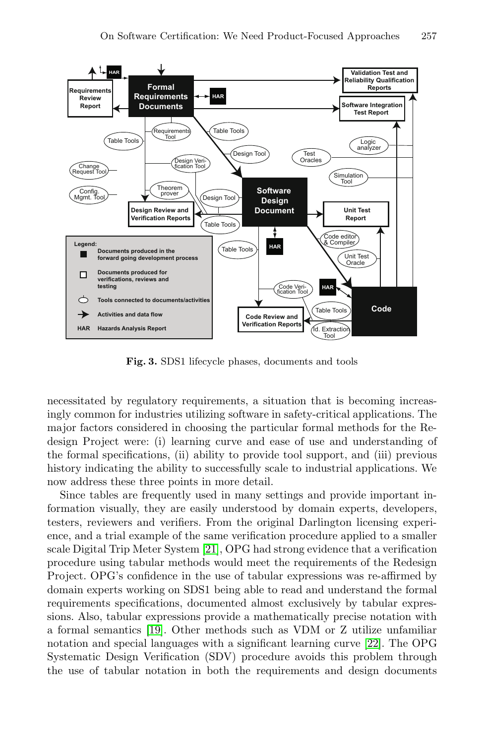**Fig. 3.** SDS1 lifecycle phases, documents and tools

necessitated by regulatory requirements, a situation that is becoming increasingly common for industries utilizing software in safety-critical applications. The major factors considered in choosing the particular formal methods for the Redesign Project were: (i) learning curve and ease of use and understanding of the formal specifications, (ii) ability to provide tool support, and (iii) previous history indicating the ability to successfully scale to industrial applications. We now address these three points in more detail.

Since tables are frequently used in many settings and provide important information visually, they are easily understood by domain experts, developers, testers, reviewers and verifiers. From the original Darlington licensing experience, and a trial example of the same verification procedure applied to a smaller scale Digital Trip Meter System [21], OPG had strong evidence that a verification procedure using tabular methods would meet the requirements of the Redesign Project. OPG's confidence in the use of tabular expressions was re-affirmed by domain experts working on SDS1 being able to read and understand the formal requirements specifications, documented almost exclusively by tabular expressions. Also, tabular expressions provide a mathematically precise notation with a formal semantics [19]. Other methods such as VDM or Z utilize unfamiliar notation and special languages with a significant learning curve [22]. The OPG Systematic Design Verification (SDV) procedure avoids this problem through the use of tabular notation in both the requirements and design documents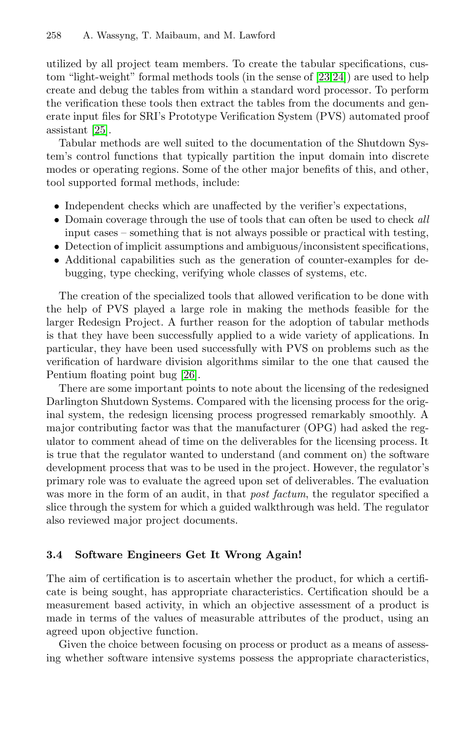utilized by all project team members. To create the tabular specifications, custom "light-weight" formal methods tools (in the sense of [23,24]) are used to help create and debug the tables from within a standard word processor. To perform the verification these tools then extract the tables from the documents and generate input files for SRI's Prototype Verification System (PVS) automated proof assistant [25].

Tabular methods are well suited to the documentation of the Shutdown System's control functions that typically partition the input domain into discrete modes or operating regions. Some of the other major benefits of this, and other, tool supported formal methods, include:

- Independent checks which are unaffected by the verifier's expectations,
- Domain coverage through the use of tools that can often be used to check *all* input cases – something that is not always possible or practical with testing,
- Detection of implicit assumptions and ambiguous/inconsistent specifications,
- Additional capabilities such as the generation of counter-examples for debugging, type checking, verifying whole classes of systems, etc.

The creation of the specialized tools that allowed verification to be done with the help of PVS played a large role in making the methods feasible for the larger Redesign Project. A further reason for the adoption of tabular methods is that they have been successfully applied to a wide variety of applications. In particular, they have been used successfully with PVS on problems such as the verification of hardware division algorithms similar to the one that caused the Pentium floating point bug [26].

There are some important points to note about the licensing of the redesigned Darlington Shutdown Systems. Compared with the licensing process for the original system, the redesign licensing process progressed remarkably smoothly. A major contributing factor was that the manufacturer (OPG) had asked the regulator to comment ahead of time on the deliverables for the licensing process. It is true that the regulator wanted to understand (and comment on) the software development process that was to be used in the project. However, the regulator's primary role was to evaluate the agreed upon set of deliverables. The evaluation was more in the form of an audit, in that *post factum*, the regulator specified a slice through the system for which a guided walkthrough was held. The regulator also reviewed major project documents.

### 3.4 Software Engineers Get It Wrong Again!

The aim of certification is to ascertain whether the product, for which a certificate is being sought, has appropriate characteristics. Certification should be a measurement based activity, in which an objective assessment of a product is made in terms of the values of measurable attributes of the product, using an agreed upon objective function.

Given the choice between focusing on process or product as a means of assessing whether software intensive systems possess the appropriate characteristics,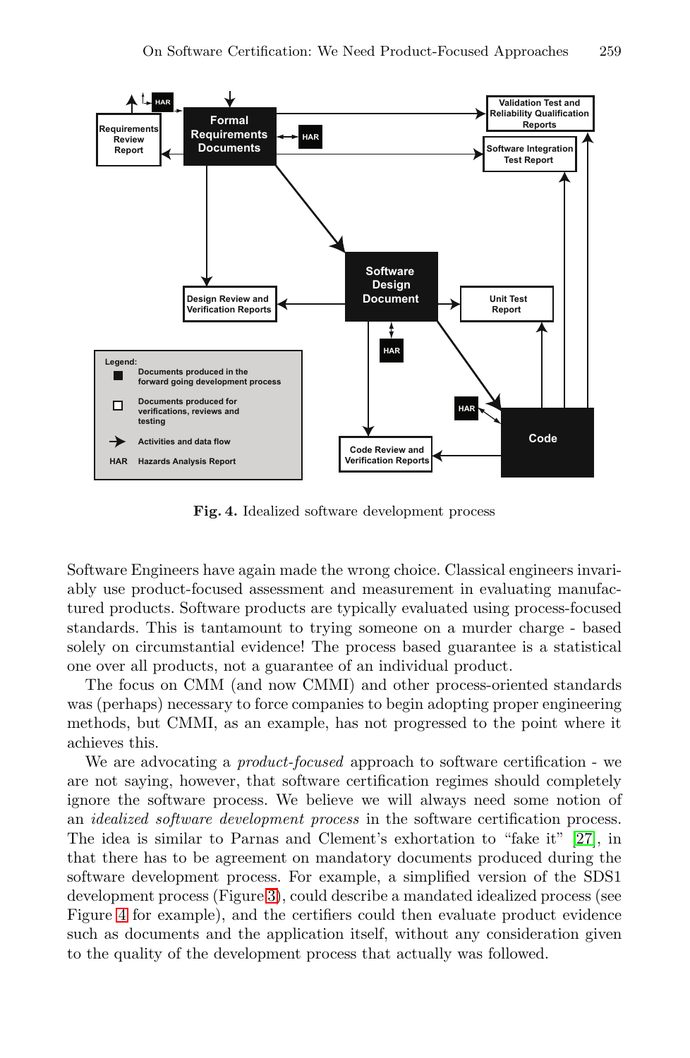**Fig. 4.** Idealized software development process

Software Engineers have again made the wrong choice. Classical engineers invariably use product-focused assessment and measurement in evaluating manufactured products. Software products are typically evaluated using process-focused standards. This is tantamount to trying someone on a murder charge - based solely on circumstantial evidence! The process based guarantee is a statistical one over all products, not a guarantee of an individual product.

The focus on CMM (and now CMMI) and other process-oriented standards was (perhaps) necessary to force companies to begin adopting proper engineering methods, but CMMI, as an example, has not progressed to the point where it achieves this.

We are advocating a *product-focused* approach to software certification - we are not saying, however, that software certification regimes should completely ignore the software process. We believe we will always need some notion of an *idealized software development process* in the software certification process. The idea is similar to Parnas and Clement's exhortation to "fake it" [27], in that there has to be agreement on mandatory documents produced during the software development process. For example, a simplified version of the SDS1 development process (Figure 3), could describe a mandated idealized process (see Figure 4 for example), and the certifiers could then evaluate product evidence such as documents and the application itself, without any consideration given to the quality of the development process that actually was followed.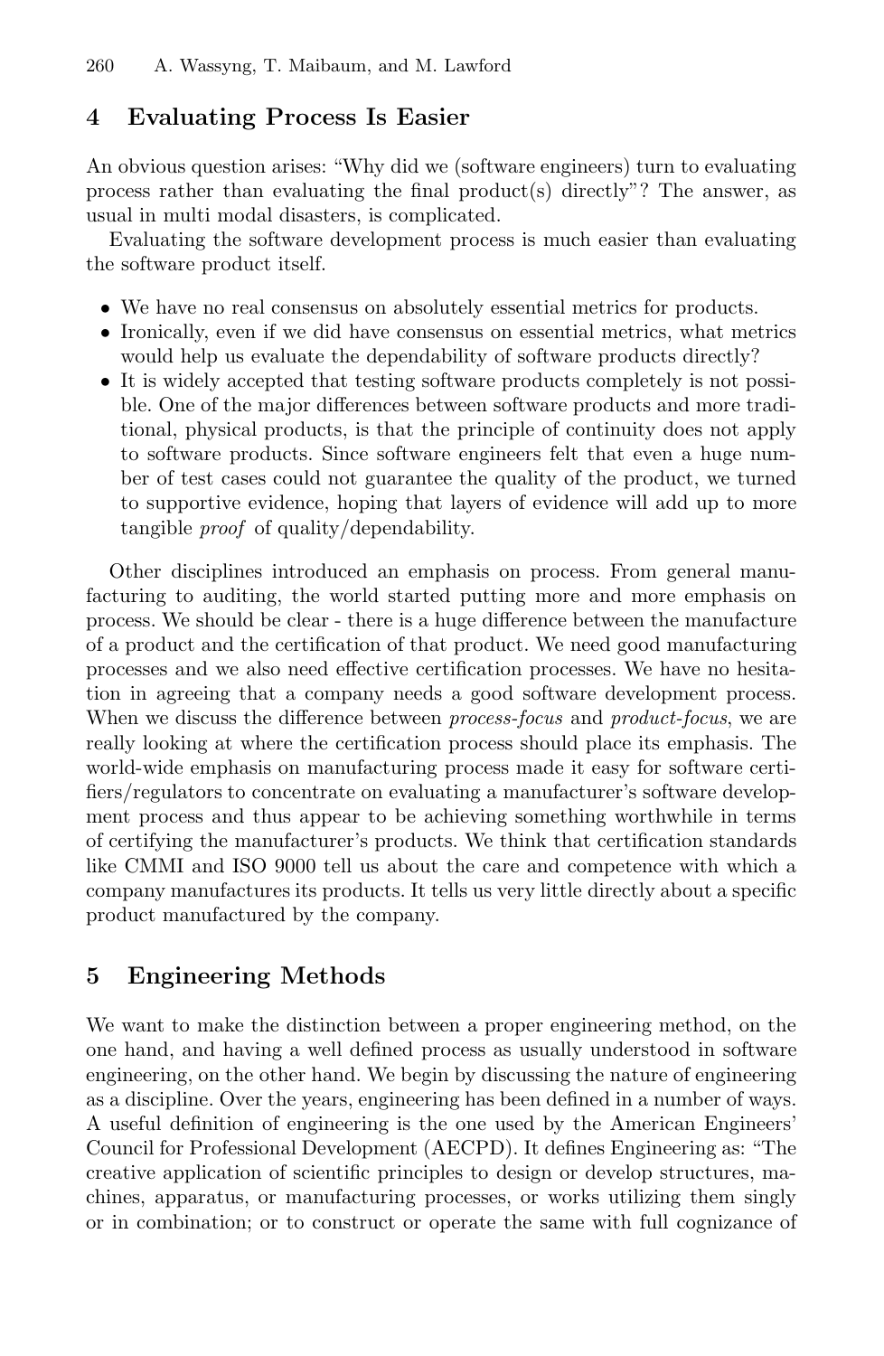## 4 Evaluating Process Is Easier

An obvious question arises: "Why did we (software engineers) turn to evaluating process rather than evaluating the final product(s) directly"? The answer, as usual in multi modal disasters, is complicated.

Evaluating the software development process is much easier than evaluating the software product itself.

- We have no real consensus on absolutely essential metrics for products.
- Ironically, even if we did have consensus on essential metrics, what metrics would help us evaluate the dependability of software products directly?
- It is widely accepted that testing software products completely is not possible. One of the major differences between software products and more traditional, physical products, is that the principle of continuity does not apply to software products. Since software engineers felt that even a huge number of test cases could not guarantee the quality of the product, we turned to supportive evidence, hoping that layers of evidence will add up to more tangible *proof* of quality/dependability.

Other disciplines introduced an emphasis on process. From general manufacturing to auditing, the world started putting more and more emphasis on process. We should be clear - there is a huge difference between the manufacture of a product and the certification of that product. We need good manufacturing processes and we also need effective certification processes. We have no hesitation in agreeing that a company needs a good software development process. When we discuss the difference between *process-focus* and *product-focus*, we are really looking at where the certification process should place its emphasis. The world-wide emphasis on manufacturing process made it easy for software certifiers/regulators to concentrate on evaluating a manufacturer's software development process and thus appear to be achieving something worthwhile in terms of certifying the manufacturer's products. We think that certification standards like CMMI and ISO 9000 tell us about the care and competence with which a company manufactures its products. It tells us very little directly about a specific product manufactured by the company.

## 5 Engineering Methods

We want to make the distinction between a proper engineering method, on the one hand, and having a well defined process as usually understood in software engineering, on the other hand. We begin by discussing the nature of engineering as a discipline. Over the years, engineering has been defined in a number of ways. A useful definition of engineering is the one used by the American Engineers' Council for Professional Development (AECPD). It defines Engineering as: "The creative application of scientific principles to design or develop structures, machines, apparatus, or manufacturing processes, or works utilizing them singly or in combination; or to construct or operate the same with full cognizance of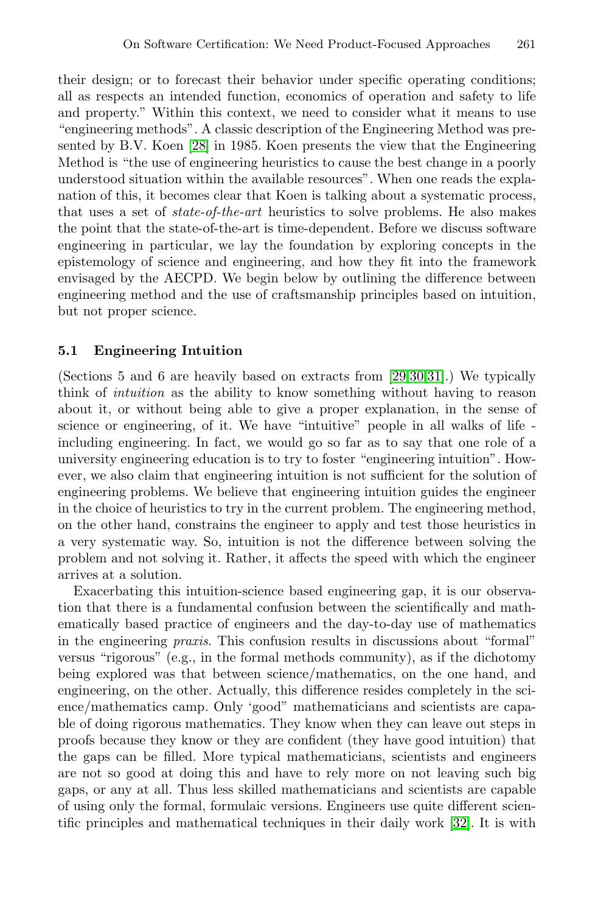their design; or to forecast their behavior under specific operating conditions; all as respects an intended function, economics of operation and safety to life and property." Within this context, we need to consider what it means to use "engineering methods". A classic description of the Engineering Method was presented by B.V. Koen [28] in 1985. Koen presents the view that the Engineering Method is "the use of engineering heuristics to cause the best change in a poorly understood situation within the available resources". When one reads the explanation of this, it becomes clear that Koen is talking about a systematic process, that uses a set of *state-of-the-art* heuristics to solve problems. He also makes the point that the state-of-the-art is time-dependent. Before we discuss software engineering in particular, we lay the foundation by exploring concepts in the epistemology of science and engineering, and how they fit into the framework envisaged by the AECPD. We begin below by outlining the difference between engineering method and the use of craftsmanship principles based on intuition, but not proper science.

### 5.1 Engineering Intuition

(Sections 5 and 6 are heavily based on extracts from [29,30,31].) We typically think of *intuition* as the ability to know something without having to reason about it, or without being able to give a proper explanation, in the sense of science or engineering, of it. We have "intuitive" people in all walks of life - including engineering. In fact, we would go so far as to say that one role of a university engineering education is to try to foster "engineering intuition". However, we also claim that engineering intuition is not sufficient for the solution of engineering problems. We believe that engineering intuition guides the engineer in the choice of heuristics to try in the current problem. The engineering method, on the other hand, constrains the engineer to apply and test those heuristics in a very systematic way. So, intuition is not the difference between solving the problem and not solving it. Rather, it affects the speed with which the engineer arrives at a solution.

Exacerbating this intuition-science based engineering gap, it is our observation that there is a fundamental confusion between the scientifically and mathematically based practice of engineers and the day-to-day use of mathematics in the engineering *praxis*. This confusion results in discussions about "formal" versus "rigorous" (e.g., in the formal methods community), as if the dichotomy being explored was that between science/mathematics, on the one hand, and engineering, on the other. Actually, this difference resides completely in the science/mathematics camp. Only 'good" mathematicians and scientists are capable of doing rigorous mathematics. They know when they can leave out steps in proofs because they know or they are confident (they have good intuition) that the gaps can be filled. More typical mathematicians, scientists and engineers are not so good at doing this and have to rely more on not leaving such big gaps, or any at all. Thus less skilled mathematicians and scientists are capable of using only the formal, formulaic versions. Engineers use quite different scientific principles and mathematical techniques in their daily work [32]. It is with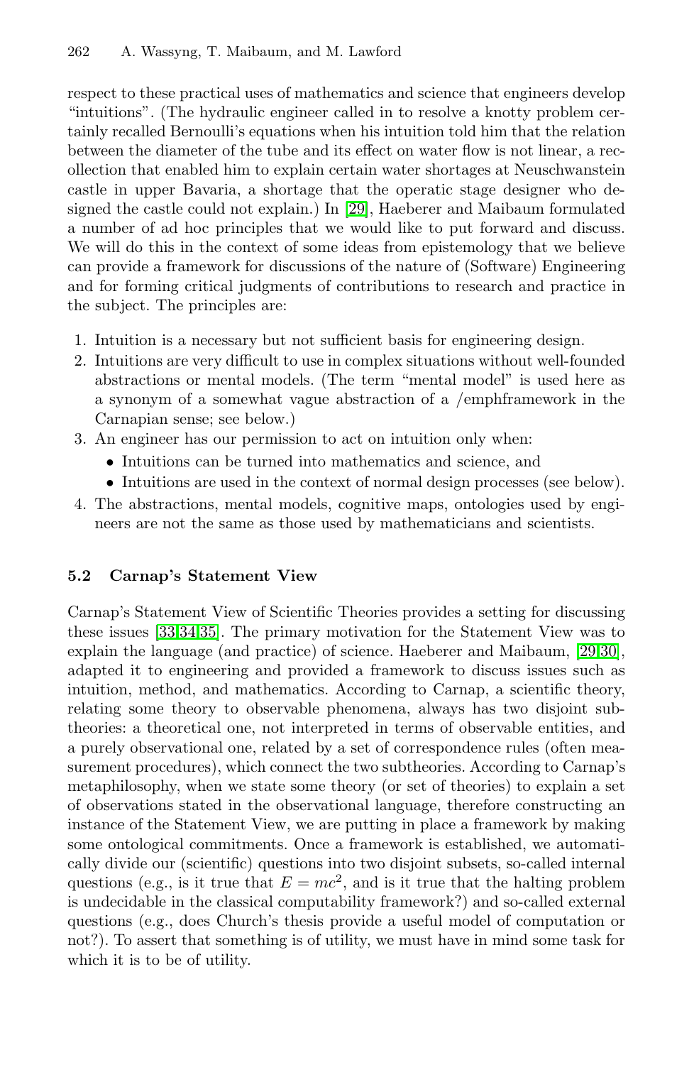respect to these practical uses of mathematics and science that engineers develop "intuitions". (The hydraulic engineer called in to resolve a knotty problem certainly recalled Bernoulli's equations when his intuition told him that the relation between the diameter of the tube and its effect on water flow is not linear, a recollection that enabled him to explain certain water shortages at Neuschwanstein castle in upper Bavaria, a shortage that the operatic stage designer who designed the castle could not explain.) In [29], Haeberer and Maibaum formulated a number of ad hoc principles that we would like to put forward and discuss. We will do this in the context of some ideas from epistemology that we believe can provide a framework for discussions of the nature of (Software) Engineering and for forming critical judgments of contributions to research and practice in the subject. The principles are:

1. Intuition is a necessary but not sufficient basis for engineering design.
2. Intuitions are very difficult to use in complex situations without well-founded abstractions or mental models. (The term "mental model" is used here as a synonym of a somewhat vague abstraction of a /emphframework in the Carnapian sense; see below.)
3. An engineer has our permission to act on intuition only when:
   - Intuitions can be turned into mathematics and science, and
   - Intuitions are used in the context of normal design processes (see below).
4. The abstractions, mental models, cognitive maps, ontologies used by engineers are not the same as those used by mathematicians and scientists.

### 5.2 Carnap's Statement View

Carnap's Statement View of Scientific Theories provides a setting for discussing these issues [33,34,35]. The primary motivation for the Statement View was to explain the language (and practice) of science. Haeberer and Maibaum, [29,30], adapted it to engineering and provided a framework to discuss issues such as intuition, method, and mathematics. According to Carnap, a scientific theory, relating some theory to observable phenomena, always has two disjoint subtheories: a theoretical one, not interpreted in terms of observable entities, and a purely observational one, related by a set of correspondence rules (often measurement procedures), which connect the two subtheories. According to Carnap's metaphilosophy, when we state some theory (or set of theories) to explain a set of observations stated in the observational language, therefore constructing an instance of the Statement View, we are putting in place a framework by making some ontological commitments. Once a framework is established, we automatically divide our (scientific) questions into two disjoint subsets, so-called internal questions (e.g., is it true that $E = mc^2$, and is it true that the halting problem is undecidable in the classical computability framework?) and so-called external questions (e.g., does Church's thesis provide a useful model of computation or not?). To assert that something is of utility, we must have in mind some task for which it is to be of utility.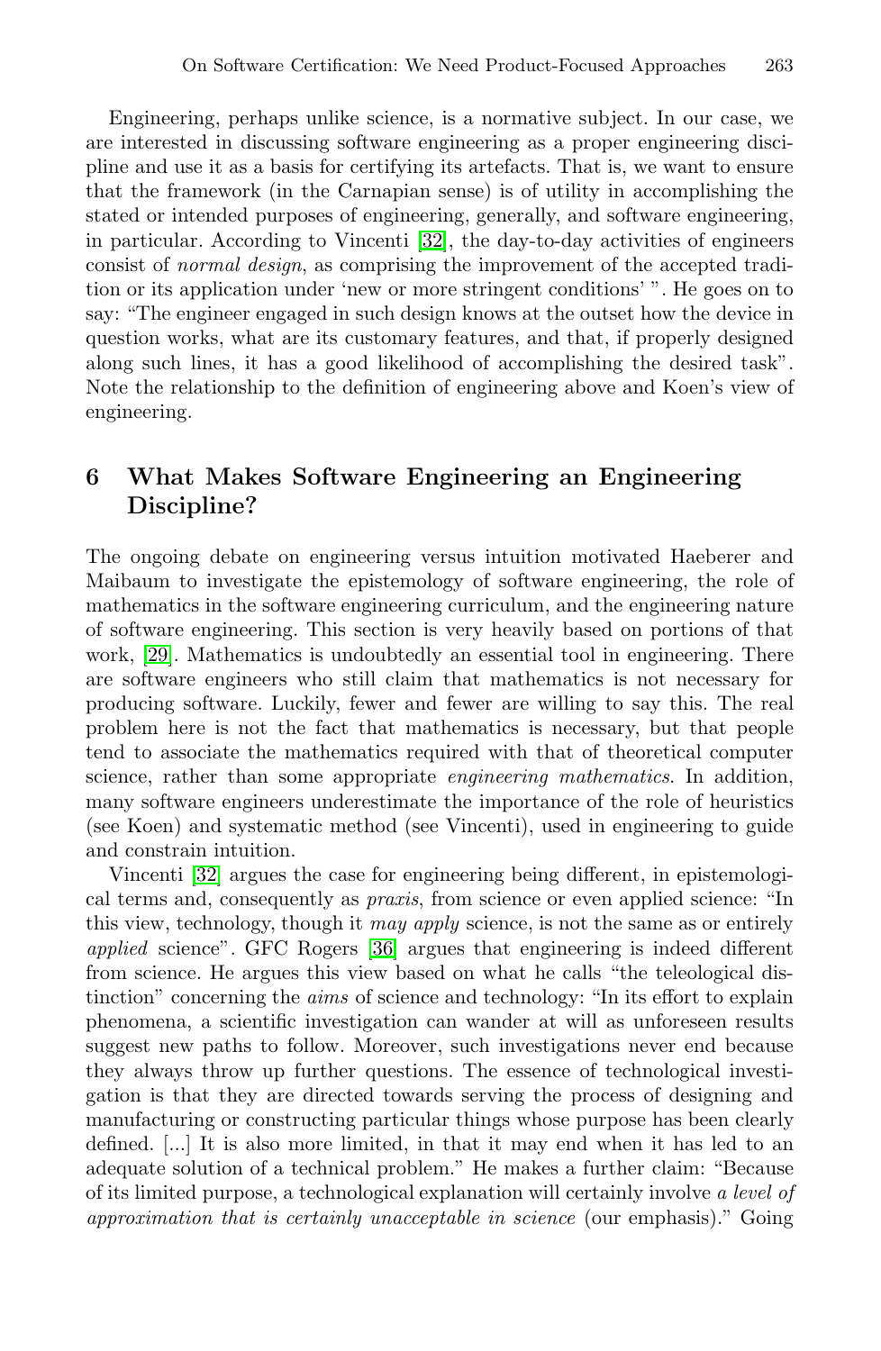Engineering, perhaps unlike science, is a normative subject. In our case, we are interested in discussing software engineering as a proper engineering discipline and use it as a basis for certifying its artefacts. That is, we want to ensure that the framework (in the Carnapian sense) is of utility in accomplishing the stated or intended purposes of engineering, generally, and software engineering, in particular. According to Vincenti [32], the day-to-day activities of engineers consist of *normal design*, as comprising the improvement of the accepted tradition or its application under 'new or more stringent conditions' ". He goes on to say: "The engineer engaged in such design knows at the outset how the device in question works, what are its customary features, and that, if properly designed along such lines, it has a good likelihood of accomplishing the desired task". Note the relationship to the definition of engineering above and Koen's view of engineering.

## 6 What Makes Software Engineering an Engineering Discipline?

The ongoing debate on engineering versus intuition motivated Haeberer and Maibaum to investigate the epistemology of software engineering, the role of mathematics in the software engineering curriculum, and the engineering nature of software engineering. This section is very heavily based on portions of that work, [29]. Mathematics is undoubtedly an essential tool in engineering. There are software engineers who still claim that mathematics is not necessary for producing software. Luckily, fewer and fewer are willing to say this. The real problem here is not the fact that mathematics is necessary, but that people tend to associate the mathematics required with that of theoretical computer science, rather than some appropriate *engineering mathematics*. In addition, many software engineers underestimate the importance of the role of heuristics (see Koen) and systematic method (see Vincenti), used in engineering to guide and constrain intuition.

Vincenti [32] argues the case for engineering being different, in epistemological terms and, consequently as *praxis*, from science or even applied science: "In this view, technology, though it *may apply* science, is not the same as or entirely *applied* science". GFC Rogers [36] argues that engineering is indeed different from science. He argues this view based on what he calls "the teleological distinction" concerning the *aims* of science and technology: "In its effort to explain phenomena, a scientific investigation can wander at will as unforeseen results suggest new paths to follow. Moreover, such investigations never end because they always throw up further questions. The essence of technological investigation is that they are directed towards serving the process of designing and manufacturing or constructing particular things whose purpose has been clearly defined. [...] It is also more limited, in that it may end when it has led to an adequate solution of a technical problem." He makes a further claim: "Because of its limited purpose, a technological explanation will certainly involve *a level of approximation that is certainly unacceptable in science* (our emphasis)." Going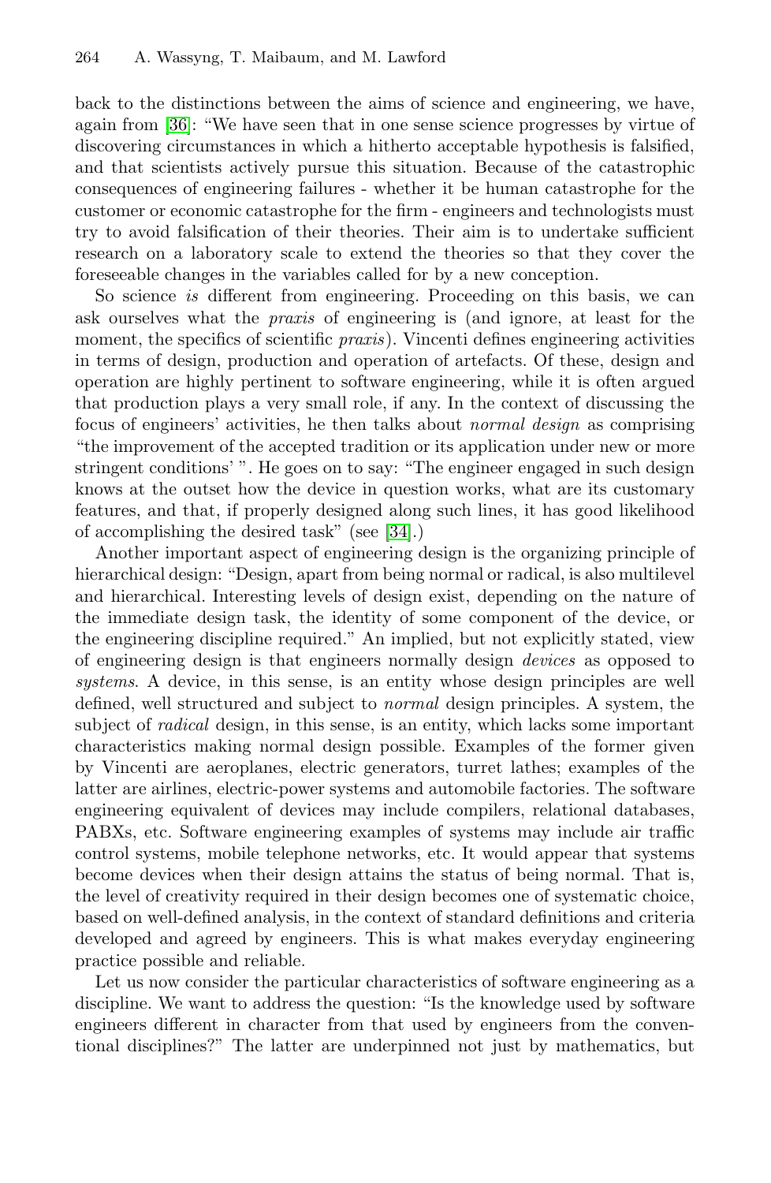back to the distinctions between the aims of science and engineering, we have, again from [36]: "We have seen that in one sense science progresses by virtue of discovering circumstances in which a hitherto acceptable hypothesis is falsified, and that scientists actively pursue this situation. Because of the catastrophic consequences of engineering failures - whether it be human catastrophe for the customer or economic catastrophe for the firm - engineers and technologists must try to avoid falsification of their theories. Their aim is to undertake sufficient research on a laboratory scale to extend the theories so that they cover the foreseeable changes in the variables called for by a new conception.

So science *is* different from engineering. Proceeding on this basis, we can ask ourselves what the *praxis* of engineering is (and ignore, at least for the moment, the specifics of scientific *praxis*). Vincenti defines engineering activities in terms of design, production and operation of artefacts. Of these, design and operation are highly pertinent to software engineering, while it is often argued that production plays a very small role, if any. In the context of discussing the focus of engineers' activities, he then talks about *normal design* as comprising "the improvement of the accepted tradition or its application under new or more stringent conditions' ". He goes on to say: "The engineer engaged in such design knows at the outset how the device in question works, what are its customary features, and that, if properly designed along such lines, it has good likelihood of accomplishing the desired task" (see [34].)

Another important aspect of engineering design is the organizing principle of hierarchical design: "Design, apart from being normal or radical, is also multilevel and hierarchical. Interesting levels of design exist, depending on the nature of the immediate design task, the identity of some component of the device, or the engineering discipline required." An implied, but not explicitly stated, view of engineering design is that engineers normally design *devices* as opposed to *systems*. A device, in this sense, is an entity whose design principles are well defined, well structured and subject to *normal* design principles. A system, the subject of *radical* design, in this sense, is an entity, which lacks some important characteristics making normal design possible. Examples of the former given by Vincenti are aeroplanes, electric generators, turret lathes; examples of the latter are airlines, electric-power systems and automobile factories. The software engineering equivalent of devices may include compilers, relational databases, PABXs, etc. Software engineering examples of systems may include air traffic control systems, mobile telephone networks, etc. It would appear that systems become devices when their design attains the status of being normal. That is, the level of creativity required in their design becomes one of systematic choice, based on well-defined analysis, in the context of standard definitions and criteria developed and agreed by engineers. This is what makes everyday engineering practice possible and reliable.

Let us now consider the particular characteristics of software engineering as a discipline. We want to address the question: "Is the knowledge used by software engineers different in character from that used by engineers from the conventional disciplines?" The latter are underpinned not just by mathematics, but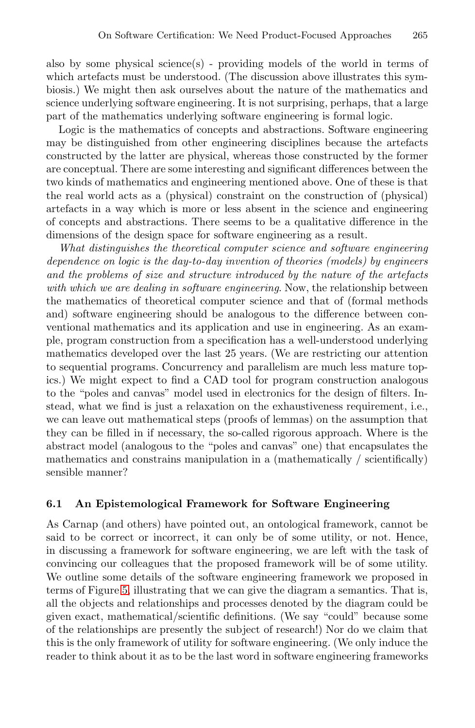also by some physical science(s) - providing models of the world in terms of which artefacts must be understood. (The discussion above illustrates this symbiosis.) We might then ask ourselves about the nature of the mathematics and science underlying software engineering. It is not surprising, perhaps, that a large part of the mathematics underlying software engineering is formal logic.

Logic is the mathematics of concepts and abstractions. Software engineering may be distinguished from other engineering disciplines because the artefacts constructed by the latter are physical, whereas those constructed by the former are conceptual. There are some interesting and significant differences between the two kinds of mathematics and engineering mentioned above. One of these is that the real world acts as a (physical) constraint on the construction of (physical) artefacts in a way which is more or less absent in the science and engineering of concepts and abstractions. There seems to be a qualitative difference in the dimensions of the design space for software engineering as a result.

*What distinguishes the theoretical computer science and software engineering dependence on logic is the day-to-day invention of theories (models) by engineers and the problems of size and structure introduced by the nature of the artefacts with which we are dealing in software engineering.* Now, the relationship between the mathematics of theoretical computer science and that of (formal methods and) software engineering should be analogous to the difference between conventional mathematics and its application and use in engineering. As an example, program construction from a specification has a well-understood underlying mathematics developed over the last 25 years. (We are restricting our attention to sequential programs. Concurrency and parallelism are much less mature topics.) We might expect to find a CAD tool for program construction analogous to the "poles and canvas" model used in electronics for the design of filters. Instead, what we find is just a relaxation on the exhaustiveness requirement, i.e., we can leave out mathematical steps (proofs of lemmas) on the assumption that they can be filled in if necessary, the so-called rigorous approach. Where is the abstract model (analogous to the "poles and canvas" one) that encapsulates the mathematics and constrains manipulation in a (mathematically / scientifically) sensible manner?

### 6.1 An Epistemological Framework for Software Engineering

As Carnap (and others) have pointed out, an ontological framework, cannot be said to be correct or incorrect, it can only be of some utility, or not. Hence, in discussing a framework for software engineering, we are left with the task of convincing our colleagues that the proposed framework will be of some utility. We outline some details of the software engineering framework we proposed in terms of Figure 5, illustrating that we can give the diagram a semantics. That is, all the objects and relationships and processes denoted by the diagram could be given exact, mathematical/scientific definitions. (We say "could" because some of the relationships are presently the subject of research!) Nor do we claim that this is the only framework of utility for software engineering. (We only induce the reader to think about it as to be the last word in software engineering frameworks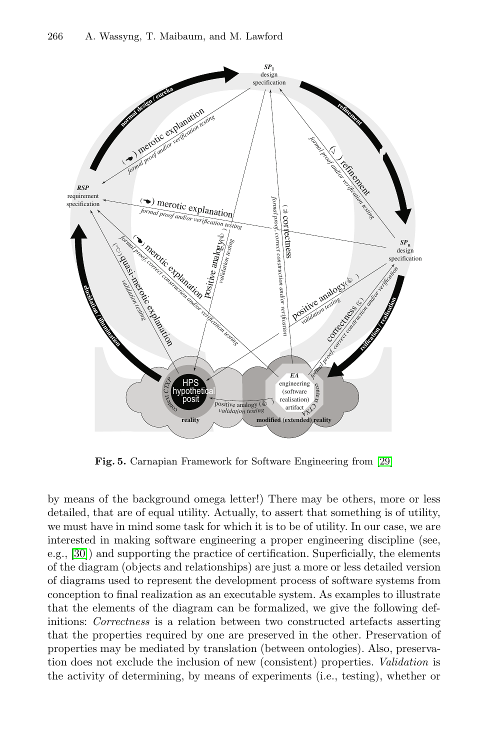**Fig. 5.** Carnapian Framework for Software Engineering from [29]

by means of the background omega letter!) There may be others, more or less detailed, that are of equal utility. Actually, to assert that something is of utility, we must have in mind some task for which it is to be of utility. In our case, we are interested in making software engineering a proper engineering discipline (see, e.g., [30]) and supporting the practice of certification. Superficially, the elements of the diagram (objects and relationships) are just a more or less detailed version of diagrams used to represent the development process of software systems from conception to final realization as an executable system. As examples to illustrate that the elements of the diagram can be formalized, we give the following definitions: *Correctness* is a relation between two constructed artefacts asserting that the properties required by one are preserved in the other. Preservation of properties may be mediated by translation (between ontologies). Also, preservation does not exclude the inclusion of new (consistent) properties. *Validation* is the activity of determining, by means of experiments (i.e., testing), whether or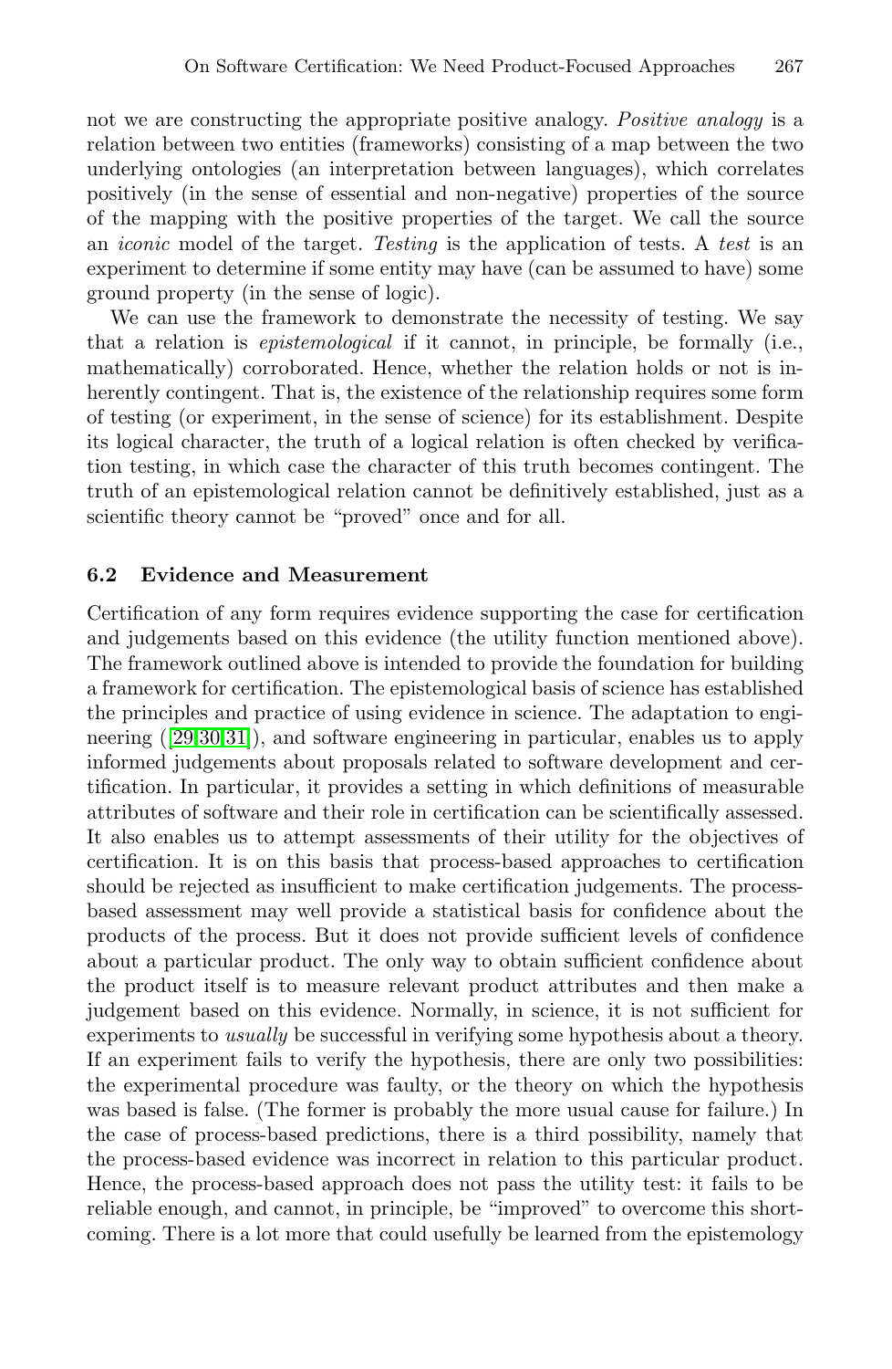not we are constructing the appropriate positive analogy. *Positive analogy* is a relation between two entities (frameworks) consisting of a map between the two underlying ontologies (an interpretation between languages), which correlates positively (in the sense of essential and non-negative) properties of the source of the mapping with the positive properties of the target. We call the source an *iconic* model of the target. *Testing* is the application of tests. A *test* is an experiment to determine if some entity may have (can be assumed to have) some ground property (in the sense of logic).

We can use the framework to demonstrate the necessity of testing. We say that a relation is *epistemological* if it cannot, in principle, be formally (i.e., mathematically) corroborated. Hence, whether the relation holds or not is inherently contingent. That is, the existence of the relationship requires some form of testing (or experiment, in the sense of science) for its establishment. Despite its logical character, the truth of a logical relation is often checked by verification testing, in which case the character of this truth becomes contingent. The truth of an epistemological relation cannot be definitively established, just as a scientific theory cannot be "proved" once and for all.

### 6.2 Evidence and Measurement

Certification of any form requires evidence supporting the case for certification and judgements based on this evidence (the utility function mentioned above). The framework outlined above is intended to provide the foundation for building a framework for certification. The epistemological basis of science has established the principles and practice of using evidence in science. The adaptation to engineering ([29,30,31]), and software engineering in particular, enables us to apply informed judgements about proposals related to software development and certification. In particular, it provides a setting in which definitions of measurable attributes of software and their role in certification can be scientifically assessed. It also enables us to attempt assessments of their utility for the objectives of certification. It is on this basis that process-based approaches to certification should be rejected as insufficient to make certification judgements. The process-based assessment may well provide a statistical basis for confidence about the products of the process. But it does not provide sufficient levels of confidence about a particular product. The only way to obtain sufficient confidence about the product itself is to measure relevant product attributes and then make a judgement based on this evidence. Normally, in science, it is not sufficient for experiments to *usually* be successful in verifying some hypothesis about a theory. If an experiment fails to verify the hypothesis, there are only two possibilities: the experimental procedure was faulty, or the theory on which the hypothesis was based is false. (The former is probably the more usual cause for failure.) In the case of process-based predictions, there is a third possibility, namely that the process-based evidence was incorrect in relation to this particular product. Hence, the process-based approach does not pass the utility test: it fails to be reliable enough, and cannot, in principle, be "improved" to overcome this shortcoming. There is a lot more that could usefully be learned from the epistemology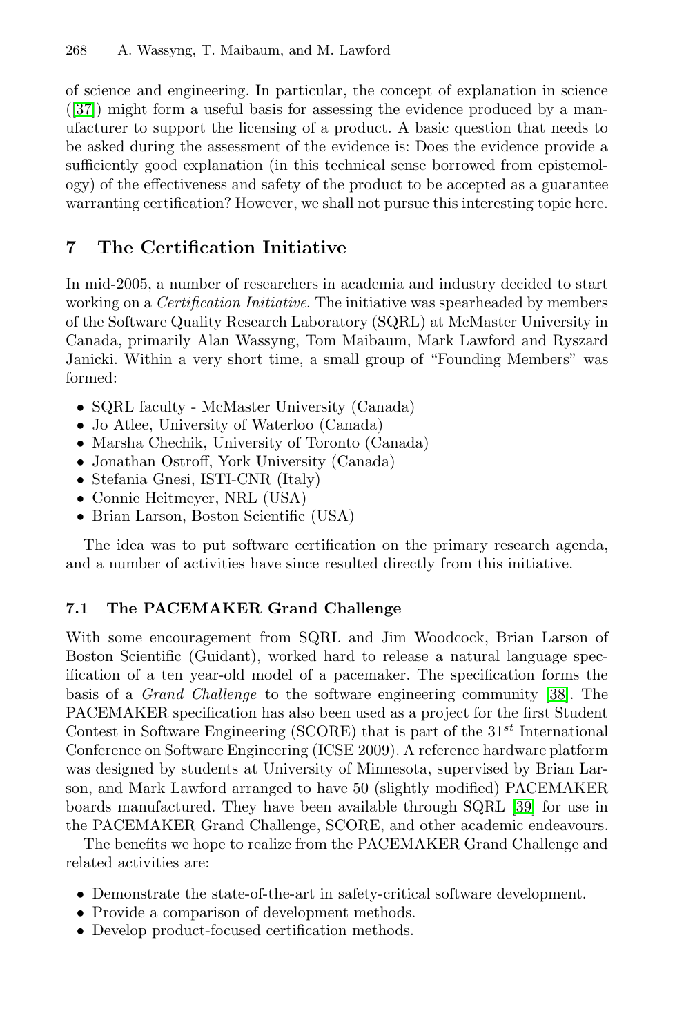of science and engineering. In particular, the concept of explanation in science ([37]) might form a useful basis for assessing the evidence produced by a manufacturer to support the licensing of a product. A basic question that needs to be asked during the assessment of the evidence is: Does the evidence provide a sufficiently good explanation (in this technical sense borrowed from epistemology) of the effectiveness and safety of the product to be accepted as a guarantee warranting certification? However, we shall not pursue this interesting topic here.

## 7 The Certification Initiative

In mid-2005, a number of researchers in academia and industry decided to start working on a *Certification Initiative*. The initiative was spearheaded by members of the Software Quality Research Laboratory (SQRL) at McMaster University in Canada, primarily Alan Wassyng, Tom Maibaum, Mark Lawford and Ryszard Janicki. Within a very short time, a small group of "Founding Members" was formed:

- SQRL faculty - McMaster University (Canada)
- Jo Atlee, University of Waterloo (Canada)
- Marsha Chechik, University of Toronto (Canada)
- Jonathan Ostroff, York University (Canada)
- Stefania Gnesi, ISTI-CNR (Italy)
- Connie Heitmeyer, NRL (USA)
- Brian Larson, Boston Scientific (USA)

The idea was to put software certification on the primary research agenda, and a number of activities have since resulted directly from this initiative.

### 7.1 The PACEMAKER Grand Challenge

With some encouragement from SQRL and Jim Woodcock, Brian Larson of Boston Scientific (Guidant), worked hard to release a natural language specification of a ten year-old model of a pacemaker. The specification forms the basis of a *Grand Challenge* to the software engineering community [38]. The PACEMAKER specification has also been used as a project for the first Student Contest in Software Engineering (SCORE) that is part of the $31^{st}$ International Conference on Software Engineering (ICSE 2009). A reference hardware platform was designed by students at University of Minnesota, supervised by Brian Larson, and Mark Lawford arranged to have 50 (slightly modified) PACEMAKER boards manufactured. They have been available through SQRL [39] for use in the PACEMAKER Grand Challenge, SCORE, and other academic endeavours.

The benefits we hope to realize from the PACEMAKER Grand Challenge and related activities are:

- Demonstrate the state-of-the-art in safety-critical software development.
- Provide a comparison of development methods.
- Develop product-focused certification methods.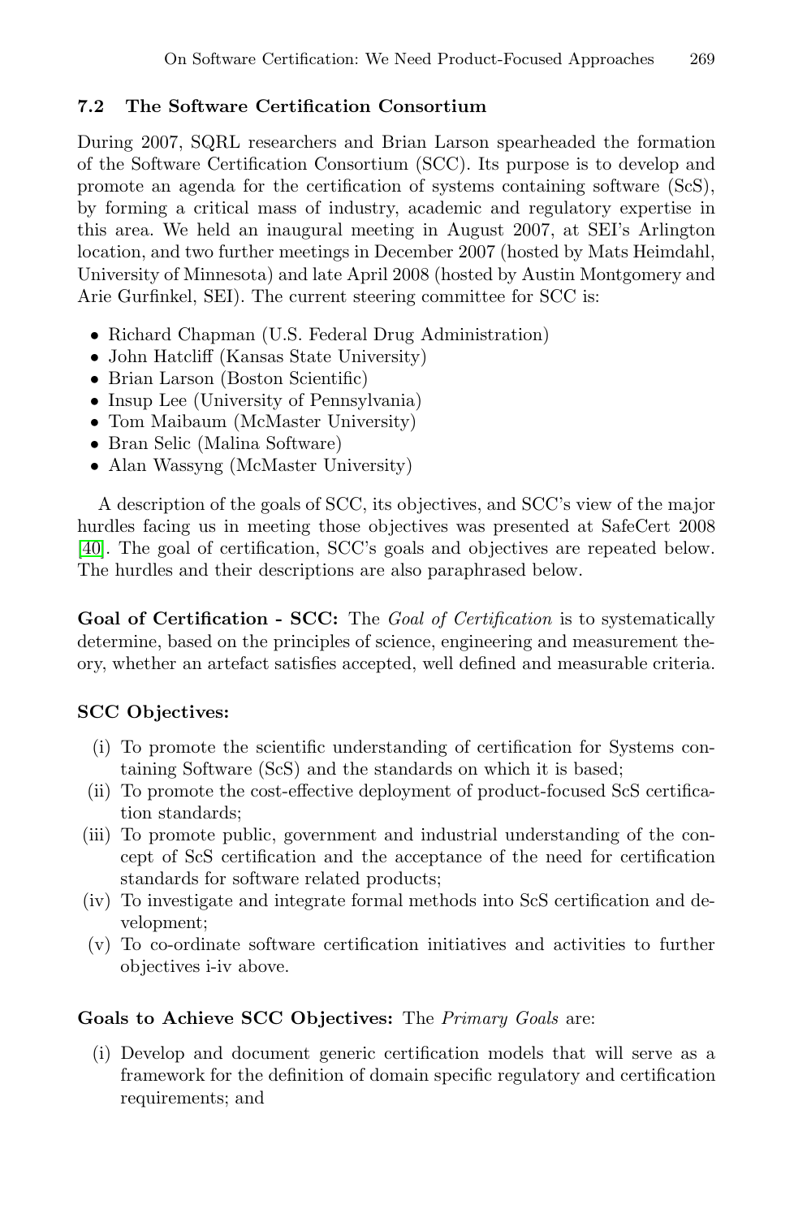### 7.2 The Software Certification Consortium

During 2007, SQRL researchers and Brian Larson spearheaded the formation of the Software Certification Consortium (SCC). Its purpose is to develop and promote an agenda for the certification of systems containing software (ScS), by forming a critical mass of industry, academic and regulatory expertise in this area. We held an inaugural meeting in August 2007, at SEI's Arlington location, and two further meetings in December 2007 (hosted by Mats Heimdahl, University of Minnesota) and late April 2008 (hosted by Austin Montgomery and Arie Gurfinkel, SEI). The current steering committee for SCC is:

- Richard Chapman (U.S. Federal Drug Administration)
- John Hatcliff (Kansas State University)
- Brian Larson (Boston Scientific)
- Insup Lee (University of Pennsylvania)
- Tom Maibaum (McMaster University)
- Bran Selic (Malina Software)
- Alan Wassyng (McMaster University)

A description of the goals of SCC, its objectives, and SCC's view of the major hurdles facing us in meeting those objectives was presented at SafeCert 2008 [40]. The goal of certification, SCC's goals and objectives are repeated below. The hurdles and their descriptions are also paraphrased below.

**Goal of Certification - SCC:** The *Goal of Certification* is to systematically determine, based on the principles of science, engineering and measurement theory, whether an artefact satisfies accepted, well defined and measurable criteria.

**SCC Objectives:**

(i) To promote the scientific understanding of certification for Systems containing Software (ScS) and the standards on which it is based;
(ii) To promote the cost-effective deployment of product-focused ScS certification standards;
(iii) To promote public, government and industrial understanding of the concept of ScS certification and the acceptance of the need for certification standards for software related products;
(iv) To investigate and integrate formal methods into ScS certification and development;
(v) To co-ordinate software certification initiatives and activities to further objectives i-iv above.

**Goals to Achieve SCC Objectives:** The *Primary Goals* are:

(i) Develop and document generic certification models that will serve as a framework for the definition of domain specific regulatory and certification requirements; and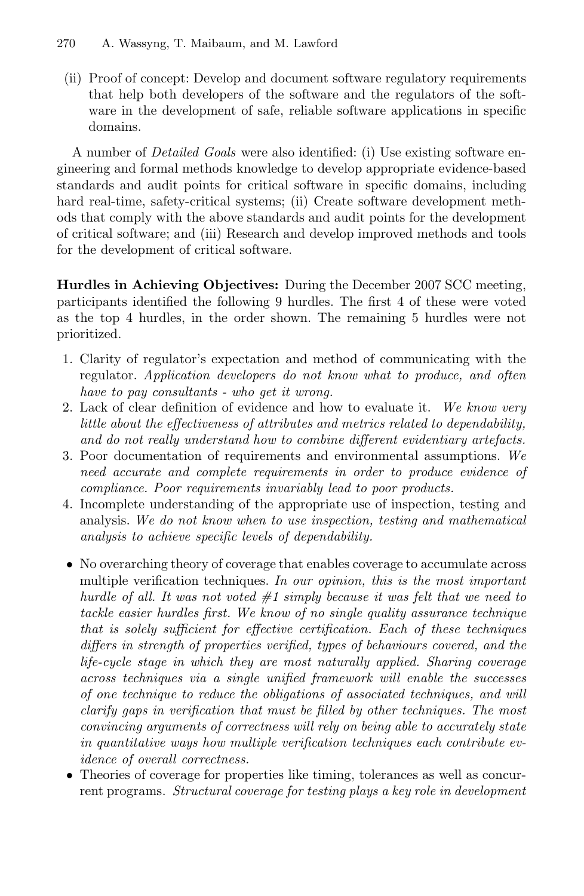(ii) Proof of concept: Develop and document software regulatory requirements that help both developers of the software and the regulators of the software in the development of safe, reliable software applications in specific domains.

A number of *Detailed Goals* were also identified: (i) Use existing software engineering and formal methods knowledge to develop appropriate evidence-based standards and audit points for critical software in specific domains, including hard real-time, safety-critical systems; (ii) Create software development methods that comply with the above standards and audit points for the development of critical software; and (iii) Research and develop improved methods and tools for the development of critical software.

**Hurdles in Achieving Objectives:** During the December 2007 SCC meeting, participants identified the following 9 hurdles. The first 4 of these were voted as the top 4 hurdles, in the order shown. The remaining 5 hurdles were not prioritized.

1. Clarity of regulator's expectation and method of communicating with the regulator. *Application developers do not know what to produce, and often have to pay consultants - who get it wrong.*
2. Lack of clear definition of evidence and how to evaluate it. *We know very little about the effectiveness of attributes and metrics related to dependability, and do not really understand how to combine different evidentiary artefacts.*
3. Poor documentation of requirements and environmental assumptions. *We need accurate and complete requirements in order to produce evidence of compliance. Poor requirements invariably lead to poor products.*
4. Incomplete understanding of the appropriate use of inspection, testing and analysis. *We do not know when to use inspection, testing and mathematical analysis to achieve specific levels of dependability.*

- No overarching theory of coverage that enables coverage to accumulate across multiple verification techniques. *In our opinion, this is the most important hurdle of all. It was not voted #1 simply because it was felt that we need to tackle easier hurdles first. We know of no single quality assurance technique that is solely sufficient for effective certification. Each of these techniques differs in strength of properties verified, types of behaviours covered, and the life-cycle stage in which they are most naturally applied. Sharing coverage across techniques via a single unified framework will enable the successes of one technique to reduce the obligations of associated techniques, and will clarify gaps in verification that must be filled by other techniques. The most convincing arguments of correctness will rely on being able to accurately state in quantitative ways how multiple verification techniques each contribute evidence of overall correctness.*
- Theories of coverage for properties like timing, tolerances as well as concurrent programs. *Structural coverage for testing plays a key role in development*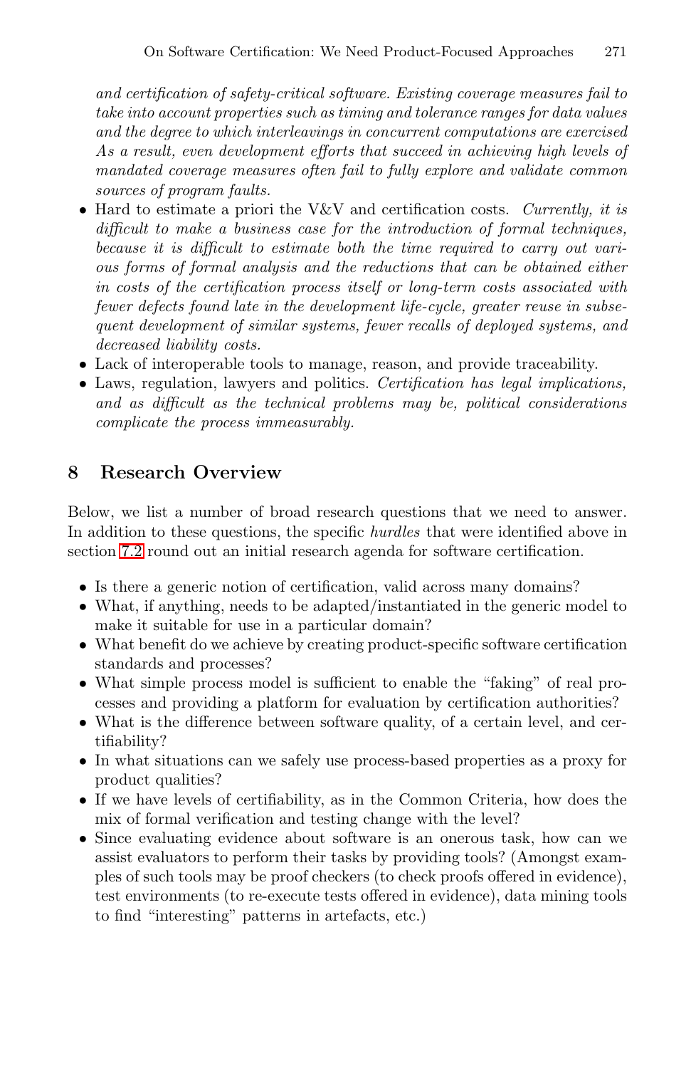*and certification of safety-critical software. Existing coverage measures fail to take into account properties such as timing and tolerance ranges for data values and the degree to which interleavings in concurrent computations are exercised As a result, even development efforts that succeed in achieving high levels of mandated coverage measures often fail to fully explore and validate common sources of program faults.*

- Hard to estimate a priori the V&V and certification costs. *Currently, it is difficult to make a business case for the introduction of formal techniques, because it is difficult to estimate both the time required to carry out various forms of formal analysis and the reductions that can be obtained either in costs of the certification process itself or long-term costs associated with fewer defects found late in the development life-cycle, greater reuse in subsequent development of similar systems, fewer recalls of deployed systems, and decreased liability costs.*
- Lack of interoperable tools to manage, reason, and provide traceability.
- Laws, regulation, lawyers and politics. *Certification has legal implications, and as difficult as the technical problems may be, political considerations complicate the process immeasurably.*

## 8 Research Overview

Below, we list a number of broad research questions that we need to answer. In addition to these questions, the specific *hurdles* that were identified above in section 7.2 round out an initial research agenda for software certification.

- Is there a generic notion of certification, valid across many domains?
- What, if anything, needs to be adapted/instantiated in the generic model to make it suitable for use in a particular domain?
- What benefit do we achieve by creating product-specific software certification standards and processes?
- What simple process model is sufficient to enable the "faking" of real processes and providing a platform for evaluation by certification authorities?
- What is the difference between software quality, of a certain level, and certifiability?
- In what situations can we safely use process-based properties as a proxy for product qualities?
- If we have levels of certifiability, as in the Common Criteria, how does the mix of formal verification and testing change with the level?
- Since evaluating evidence about software is an onerous task, how can we assist evaluators to perform their tasks by providing tools? (Amongst examples of such tools may be proof checkers (to check proofs offered in evidence), test environments (to re-execute tests offered in evidence), data mining tools to find "interesting" patterns in artefacts, etc.)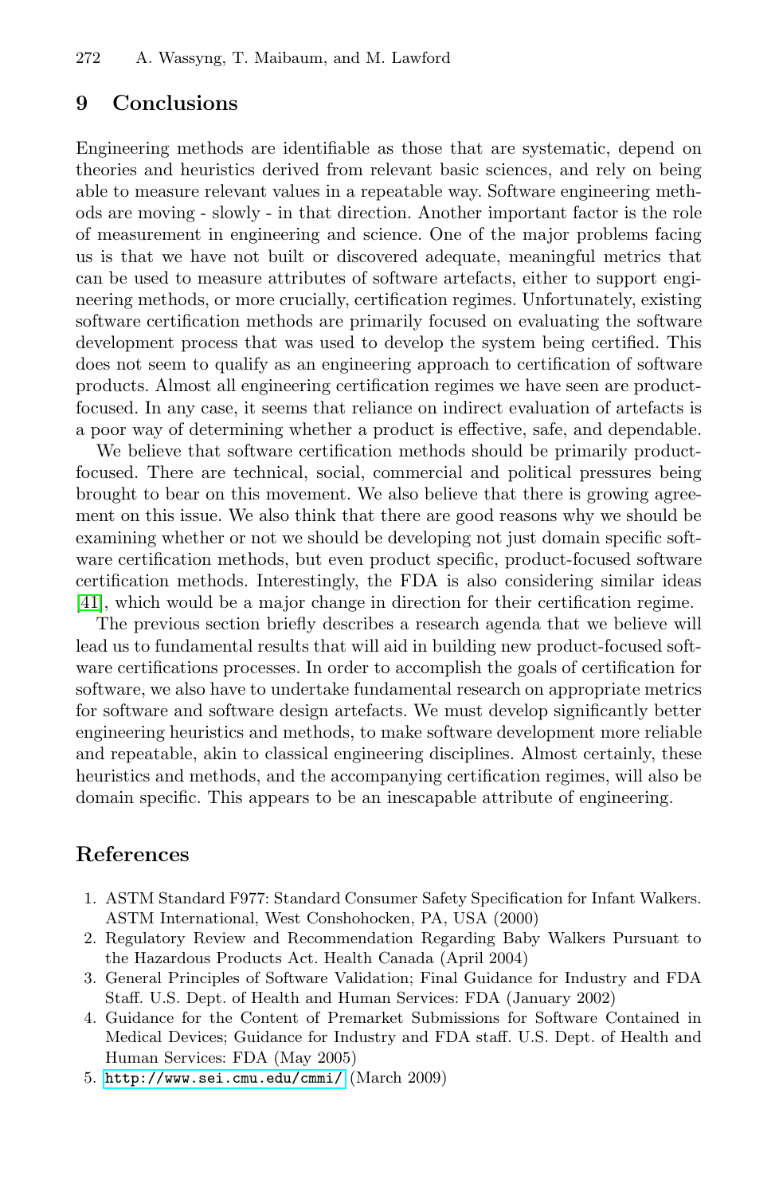## 9 Conclusions

Engineering methods are identifiable as those that are systematic, depend on theories and heuristics derived from relevant basic sciences, and rely on being able to measure relevant values in a repeatable way. Software engineering methods are moving - slowly - in that direction. Another important factor is the role of measurement in engineering and science. One of the major problems facing us is that we have not built or discovered adequate, meaningful metrics that can be used to measure attributes of software artefacts, either to support engineering methods, or more crucially, certification regimes. Unfortunately, existing software certification methods are primarily focused on evaluating the software development process that was used to develop the system being certified. This does not seem to qualify as an engineering approach to certification of software products. Almost all engineering certification regimes we have seen are product-focused. In any case, it seems that reliance on indirect evaluation of artefacts is a poor way of determining whether a product is effective, safe, and dependable.

We believe that software certification methods should be primarily product-focused. There are technical, social, commercial and political pressures being brought to bear on this movement. We also believe that there is growing agreement on this issue. We also think that there are good reasons why we should be examining whether or not we should be developing not just domain specific software certification methods, but even product specific, product-focused software certification methods. Interestingly, the FDA is also considering similar ideas [41], which would be a major change in direction for their certification regime.

The previous section briefly describes a research agenda that we believe will lead us to fundamental results that will aid in building new product-focused software certifications processes. In order to accomplish the goals of certification for software, we also have to undertake fundamental research on appropriate metrics for software and software design artefacts. We must develop significantly better engineering heuristics and methods, to make software development more reliable and repeatable, akin to classical engineering disciplines. Almost certainly, these heuristics and methods, and the accompanying certification regimes, will also be domain specific. This appears to be an inescapable attribute of engineering.

## References

1. ASTM Standard F977: Standard Consumer Safety Specification for Infant Walkers. ASTM International, West Conshohocken, PA, USA (2000)
2. Regulatory Review and Recommendation Regarding Baby Walkers Pursuant to the Hazardous Products Act. Health Canada (April 2004)
3. General Principles of Software Validation; Final Guidance for Industry and FDA Staff. U.S. Dept. of Health and Human Services: FDA (January 2002)
4. Guidance for the Content of Premarket Submissions for Software Contained in Medical Devices; Guidance for Industry and FDA staff. U.S. Dept. of Health and Human Services: FDA (May 2005)
5. http://www.sei.cmu.edu/cmmi/ (March 2009)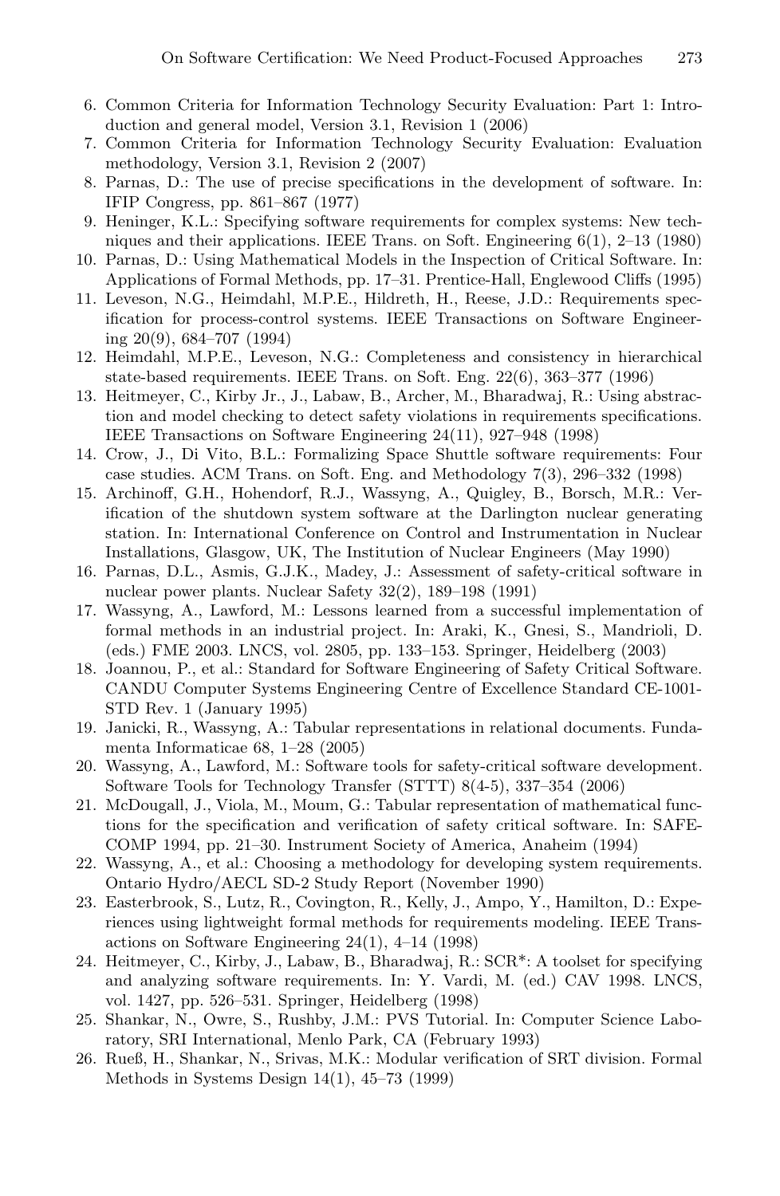6. Common Criteria for Information Technology Security Evaluation: Part 1: Introduction and general model, Version 3.1, Revision 1 (2006)
7. Common Criteria for Information Technology Security Evaluation: Evaluation methodology, Version 3.1, Revision 2 (2007)
8. Parnas, D.: The use of precise specifications in the development of software. In: IFIP Congress, pp. 861–867 (1977)
9. Heninger, K.L.: Specifying software requirements for complex systems: New techniques and their applications. IEEE Trans. on Soft. Engineering 6(1), 2–13 (1980)
10. Parnas, D.: Using Mathematical Models in the Inspection of Critical Software. In: Applications of Formal Methods, pp. 17–31. Prentice-Hall, Englewood Cliffs (1995)
11. Leveson, N.G., Heimdahl, M.P.E., Hildreth, H., Reese, J.D.: Requirements specification for process-control systems. IEEE Transactions on Software Engineering 20(9), 684–707 (1994)
12. Heimdahl, M.P.E., Leveson, N.G.: Completeness and consistency in hierarchical state-based requirements. IEEE Trans. on Soft. Eng. 22(6), 363–377 (1996)
13. Heitmeyer, C., Kirby Jr., J., Labaw, B., Archer, M., Bharadwaj, R.: Using abstraction and model checking to detect safety violations in requirements specifications. IEEE Transactions on Software Engineering 24(11), 927–948 (1998)
14. Crow, J., Di Vito, B.L.: Formalizing Space Shuttle software requirements: Four case studies. ACM Trans. on Soft. Eng. and Methodology 7(3), 296–332 (1998)
15. Archinoff, G.H., Hohendorf, R.J., Wassyng, A., Quigley, B., Borsch, M.R.: Verification of the shutdown system software at the Darlington nuclear generating station. In: International Conference on Control and Instrumentation in Nuclear Installations, Glasgow, UK, The Institution of Nuclear Engineers (May 1990)
16. Parnas, D.L., Asmis, G.J.K., Madey, J.: Assessment of safety-critical software in nuclear power plants. Nuclear Safety 32(2), 189–198 (1991)
17. Wassyng, A., Lawford, M.: Lessons learned from a successful implementation of formal methods in an industrial project. In: Araki, K., Gnesi, S., Mandrioli, D. (eds.) FME 2003. LNCS, vol. 2805, pp. 133–153. Springer, Heidelberg (2003)
18. Joannou, P., et al.: Standard for Software Engineering of Safety Critical Software. CANDU Computer Systems Engineering Centre of Excellence Standard CE-1001-STD Rev. 1 (January 1995)
19. Janicki, R., Wassyng, A.: Tabular representations in relational documents. Fundamenta Informaticae 68, 1–28 (2005)
20. Wassyng, A., Lawford, M.: Software tools for safety-critical software development. Software Tools for Technology Transfer (STTT) 8(4-5), 337–354 (2006)
21. McDougall, J., Viola, M., Moum, G.: Tabular representation of mathematical functions for the specification and verification of safety critical software. In: SAFECOMP 1994, pp. 21–30. Instrument Society of America, Anaheim (1994)
22. Wassyng, A., et al.: Choosing a methodology for developing system requirements. Ontario Hydro/AECL SD-2 Study Report (November 1990)
23. Easterbrook, S., Lutz, R., Covington, R., Kelly, J., Ampo, Y., Hamilton, D.: Experiences using lightweight formal methods for requirements modeling. IEEE Transactions on Software Engineering 24(1), 4–14 (1998)
24. Heitmeyer, C., Kirby, J., Labaw, B., Bharadwaj, R.: SCR*: A toolset for specifying and analyzing software requirements. In: Y. Vardi, M. (ed.) CAV 1998. LNCS, vol. 1427, pp. 526–531. Springer, Heidelberg (1998)
25. Shankar, N., Owre, S., Rushby, J.M.: PVS Tutorial. In: Computer Science Laboratory, SRI International, Menlo Park, CA (February 1993)
26. Rueß, H., Shankar, N., Srivas, M.K.: Modular verification of SRT division. Formal Methods in Systems Design 14(1), 45–73 (1999)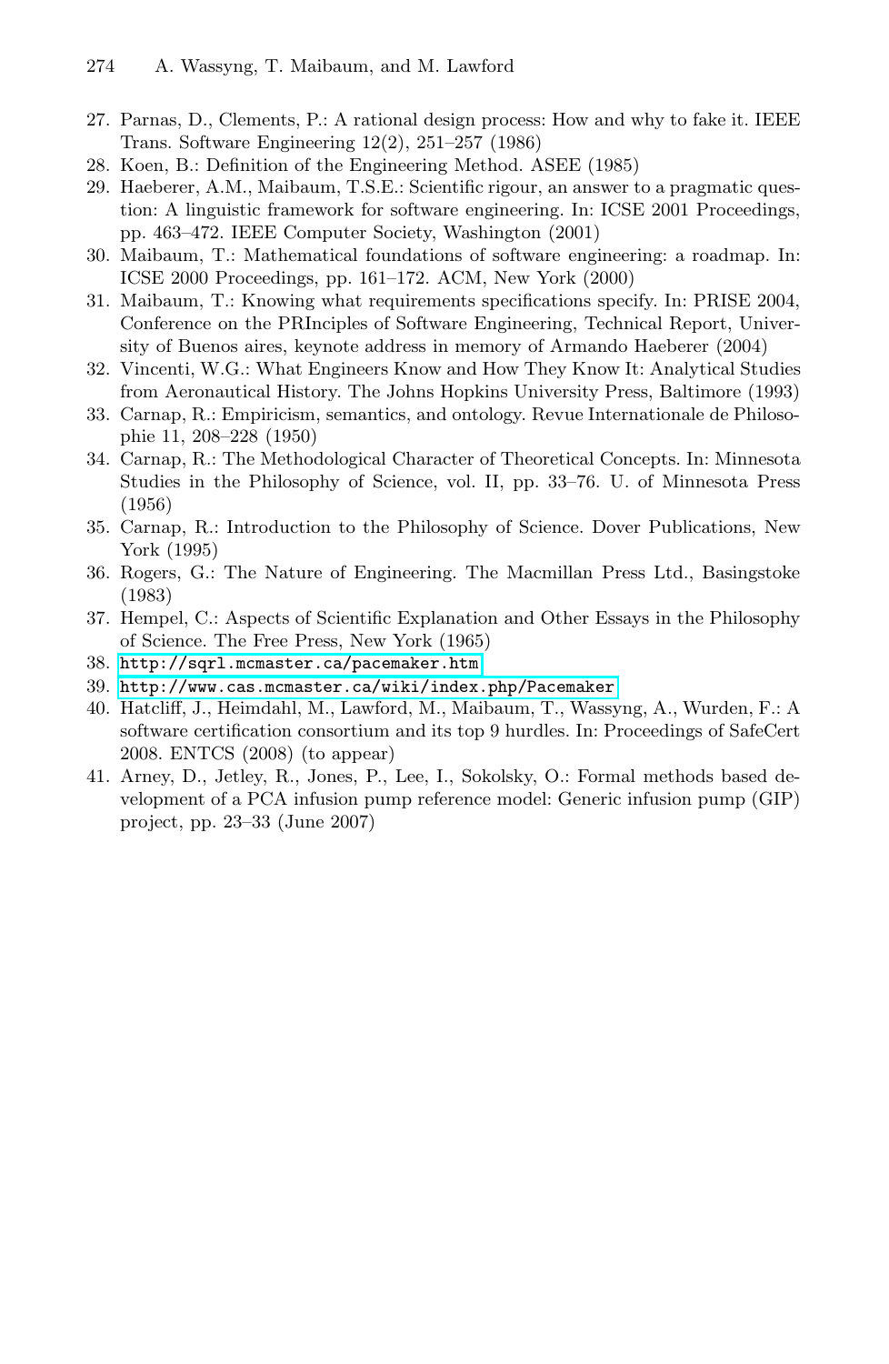27. Parnas, D., Clements, P.: A rational design process: How and why to fake it. IEEE Trans. Software Engineering 12(2), 251–257 (1986)
28. Koen, B.: Definition of the Engineering Method. ASEE (1985)
29. Haeberer, A.M., Maibaum, T.S.E.: Scientific rigour, an answer to a pragmatic question: A linguistic framework for software engineering. In: ICSE 2001 Proceedings, pp. 463–472. IEEE Computer Society, Washington (2001)
30. Maibaum, T.: Mathematical foundations of software engineering: a roadmap. In: ICSE 2000 Proceedings, pp. 161–172. ACM, New York (2000)
31. Maibaum, T.: Knowing what requirements specifications specify. In: PRISE 2004, Conference on the PRInciples of Software Engineering, Technical Report, University of Buenos aires, keynote address in memory of Armando Haeberer (2004)
32. Vincenti, W.G.: What Engineers Know and How They Know It: Analytical Studies from Aeronautical History. The Johns Hopkins University Press, Baltimore (1993)
33. Carnap, R.: Empiricism, semantics, and ontology. Revue Internationale de Philosophie 11, 208–228 (1950)
34. Carnap, R.: The Methodological Character of Theoretical Concepts. In: Minnesota Studies in the Philosophy of Science, vol. II, pp. 33–76. U. of Minnesota Press (1956)
35. Carnap, R.: Introduction to the Philosophy of Science. Dover Publications, New York (1995)
36. Rogers, G.: The Nature of Engineering. The Macmillan Press Ltd., Basingstoke (1983)
37. Hempel, C.: Aspects of Scientific Explanation and Other Essays in the Philosophy of Science. The Free Press, New York (1965)
38. http://sqrl.mcmaster.ca/pacemaker.htm
39. http://www.cas.mcmaster.ca/wiki/index.php/Pacemaker
40. Hatcliff, J., Heimdahl, M., Lawford, M., Maibaum, T., Wassyng, A., Wurden, F.: A software certification consortium and its top 9 hurdles. In: Proceedings of SafeCert 2008. ENTCS (2008) (to appear)
41. Arney, D., Jetley, R., Jones, P., Lee, I., Sokolsky, O.: Formal methods based development of a PCA infusion pump reference model: Generic infusion pump (GIP) project, pp. 23–33 (June 2007)